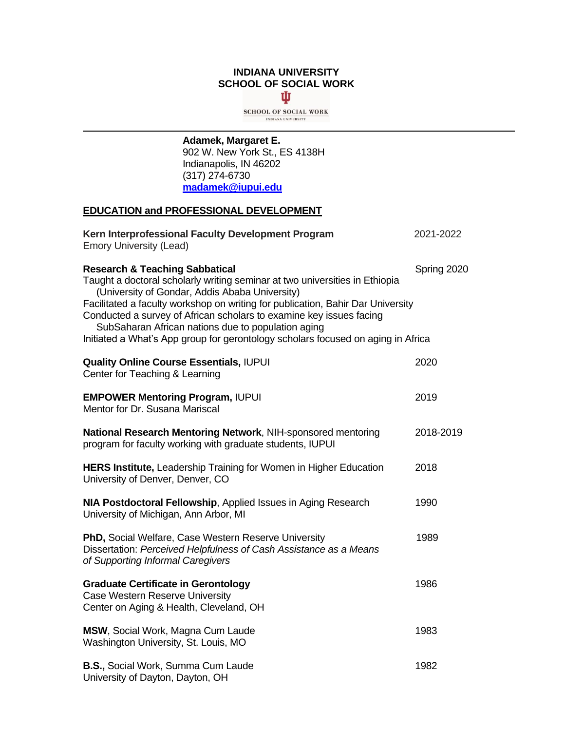**INDIANA UNIVERSITY**
**SCHOOL OF SOCIAL WORK**

SCHOOL OF SOCIAL WORK
INDIANA UNIVERSITY

---

**Adamek, Margaret E.**
902 W. New York St., ES 4138H
Indianapolis, IN 46202
(317) 274-6730
**madamek@iupui.edu**

## EDUCATION and PROFESSIONAL DEVELOPMENT

**Kern Interprofessional Faculty Development Program** — 2021-2022
Emory University (Lead)

**Research & Teaching Sabbatical** — Spring 2020
Taught a doctoral scholarly writing seminar at two universities in Ethiopia (University of Gondar, Addis Ababa University)
Facilitated a faculty workshop on writing for publication, Bahir Dar University
Conducted a survey of African scholars to examine key issues facing SubSaharan African nations due to population aging
Initiated a What's App group for gerontology scholars focused on aging in Africa

**Quality Online Course Essentials,** IUPUI — 2020
Center for Teaching & Learning

**EMPOWER Mentoring Program,** IUPUI — 2019
Mentor for Dr. Susana Mariscal

**National Research Mentoring Network**, NIH-sponsored mentoring program for faculty working with graduate students, IUPUI — 2018-2019

**HERS Institute,** Leadership Training for Women in Higher Education — 2018
University of Denver, Denver, CO

**NIA Postdoctoral Fellowship**, Applied Issues in Aging Research — 1990
University of Michigan, Ann Arbor, MI

**PhD,** Social Welfare, Case Western Reserve University — 1989
Dissertation: *Perceived Helpfulness of Cash Assistance as a Means of Supporting Informal Caregivers*

**Graduate Certificate in Gerontology** — 1986
Case Western Reserve University
Center on Aging & Health, Cleveland, OH

**MSW**, Social Work, Magna Cum Laude — 1983
Washington University, St. Louis, MO

**B.S.,** Social Work, Summa Cum Laude — 1982
University of Dayton, Dayton, OH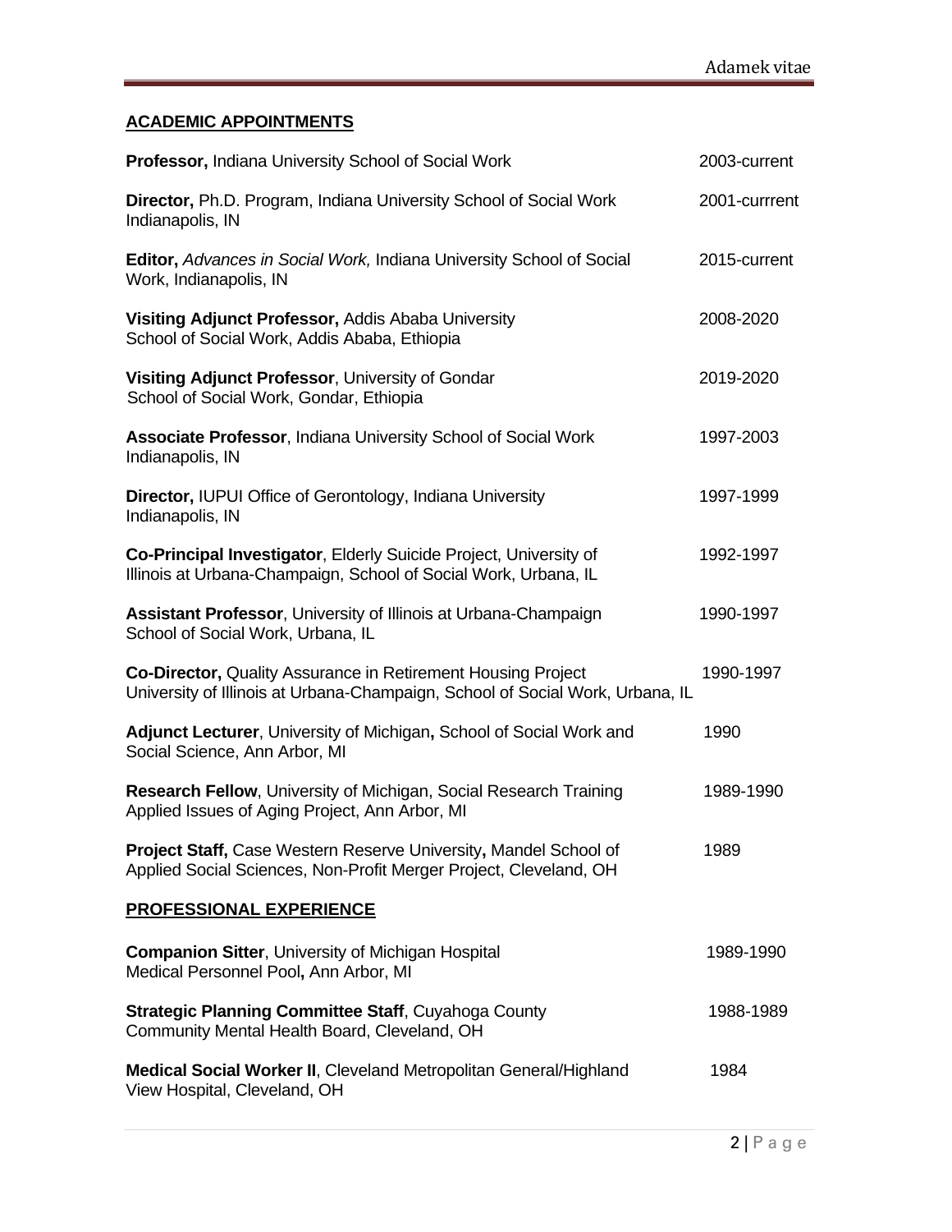## ACADEMIC APPOINTMENTS

**Professor,** Indiana University School of Social Work — 2003-current

**Director,** Ph.D. Program, Indiana University School of Social Work Indianapolis, IN — 2001-currrent

**Editor,** *Advances in Social Work,* Indiana University School of Social Work, Indianapolis, IN — 2015-current

**Visiting Adjunct Professor,** Addis Ababa University School of Social Work, Addis Ababa, Ethiopia — 2008-2020

**Visiting Adjunct Professor**, University of Gondar School of Social Work, Gondar, Ethiopia — 2019-2020

**Associate Professor**, Indiana University School of Social Work Indianapolis, IN — 1997-2003

**Director,** IUPUI Office of Gerontology, Indiana University Indianapolis, IN — 1997-1999

**Co-Principal Investigator**, Elderly Suicide Project, University of Illinois at Urbana-Champaign, School of Social Work, Urbana, IL — 1992-1997

**Assistant Professor**, University of Illinois at Urbana-Champaign School of Social Work, Urbana, IL — 1990-1997

**Co-Director,** Quality Assurance in Retirement Housing Project University of Illinois at Urbana-Champaign, School of Social Work, Urbana, IL — 1990-1997

**Adjunct Lecturer**, University of Michigan**,** School of Social Work and Social Science, Ann Arbor, MI — 1990

**Research Fellow**, University of Michigan, Social Research Training Applied Issues of Aging Project, Ann Arbor, MI — 1989-1990

**Project Staff,** Case Western Reserve University**,** Mandel School of Applied Social Sciences, Non-Profit Merger Project, Cleveland, OH — 1989

## PROFESSIONAL EXPERIENCE

**Companion Sitter**, University of Michigan Hospital Medical Personnel Pool**,** Ann Arbor, MI — 1989-1990

**Strategic Planning Committee Staff**, Cuyahoga County Community Mental Health Board, Cleveland, OH — 1988-1989

**Medical Social Worker II**, Cleveland Metropolitan General/Highland View Hospital, Cleveland, OH — 1984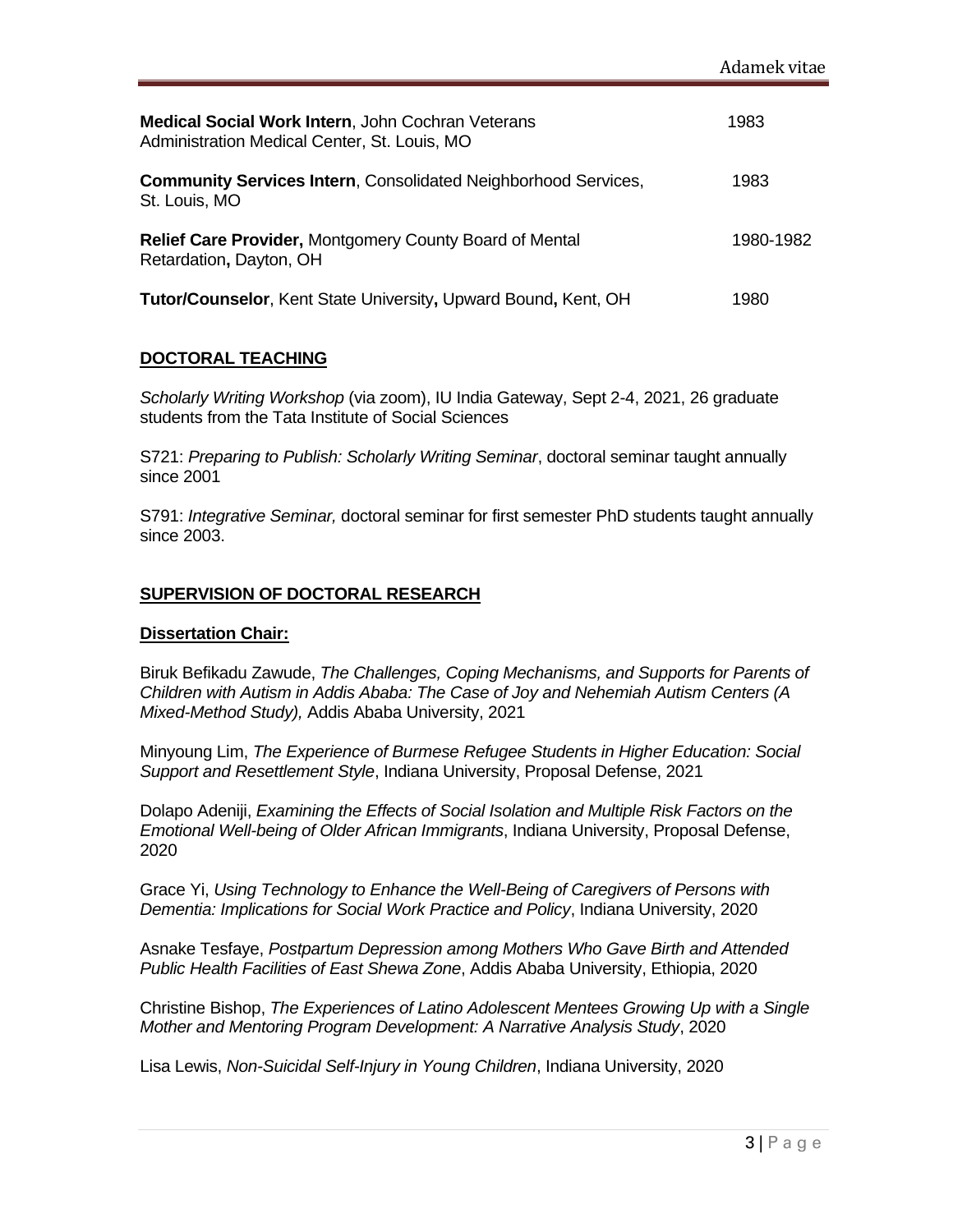**Medical Social Work Intern**, John Cochran Veterans Administration Medical Center, St. Louis, MO 1983

**Community Services Intern**, Consolidated Neighborhood Services, St. Louis, MO 1983

**Relief Care Provider,** Montgomery County Board of Mental Retardation**,** Dayton, OH 1980-1982

**Tutor/Counselor**, Kent State University**,** Upward Bound**,** Kent, OH 1980

## DOCTORAL TEACHING

*Scholarly Writing Workshop* (via zoom), IU India Gateway, Sept 2-4, 2021, 26 graduate students from the Tata Institute of Social Sciences

S721: *Preparing to Publish: Scholarly Writing Seminar*, doctoral seminar taught annually since 2001

S791: *Integrative Seminar,* doctoral seminar for first semester PhD students taught annually since 2003.

## SUPERVISION OF DOCTORAL RESEARCH

### Dissertation Chair:

Biruk Befikadu Zawude, *The Challenges, Coping Mechanisms, and Supports for Parents of Children with Autism in Addis Ababa: The Case of Joy and Nehemiah Autism Centers (A Mixed-Method Study),* Addis Ababa University, 2021

Minyoung Lim, *The Experience of Burmese Refugee Students in Higher Education: Social Support and Resettlement Style*, Indiana University, Proposal Defense, 2021

Dolapo Adeniji, *Examining the Effects of Social Isolation and Multiple Risk Factors on the Emotional Well-being of Older African Immigrants*, Indiana University, Proposal Defense, 2020

Grace Yi, *Using Technology to Enhance the Well-Being of Caregivers of Persons with Dementia: Implications for Social Work Practice and Policy*, Indiana University, 2020

Asnake Tesfaye, *Postpartum Depression among Mothers Who Gave Birth and Attended Public Health Facilities of East Shewa Zone*, Addis Ababa University, Ethiopia, 2020

Christine Bishop, *The Experiences of Latino Adolescent Mentees Growing Up with a Single Mother and Mentoring Program Development: A Narrative Analysis Study*, 2020

Lisa Lewis, *Non-Suicidal Self-Injury in Young Children*, Indiana University, 2020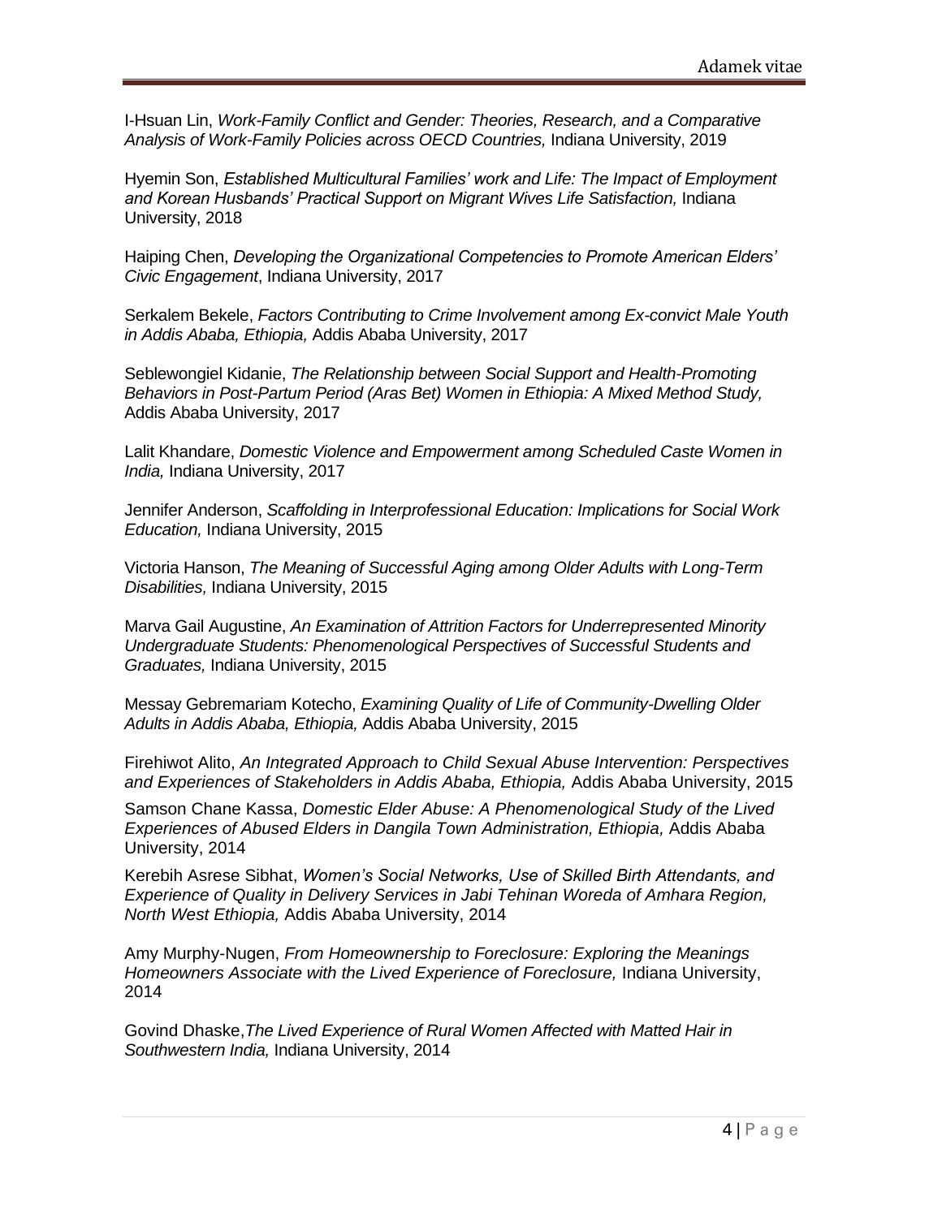I-Hsuan Lin, *Work-Family Conflict and Gender: Theories, Research, and a Comparative Analysis of Work-Family Policies across OECD Countries,* Indiana University, 2019

Hyemin Son, *Established Multicultural Families' work and Life: The Impact of Employment and Korean Husbands' Practical Support on Migrant Wives Life Satisfaction,* Indiana University, 2018

Haiping Chen, *Developing the Organizational Competencies to Promote American Elders' Civic Engagement*, Indiana University, 2017

Serkalem Bekele, *Factors Contributing to Crime Involvement among Ex-convict Male Youth in Addis Ababa, Ethiopia,* Addis Ababa University, 2017

Seblewongiel Kidanie, *The Relationship between Social Support and Health-Promoting Behaviors in Post-Partum Period (Aras Bet) Women in Ethiopia: A Mixed Method Study,* Addis Ababa University, 2017

Lalit Khandare, *Domestic Violence and Empowerment among Scheduled Caste Women in India,* Indiana University, 2017

Jennifer Anderson, *Scaffolding in Interprofessional Education: Implications for Social Work Education,* Indiana University, 2015

Victoria Hanson, *The Meaning of Successful Aging among Older Adults with Long-Term Disabilities,* Indiana University, 2015

Marva Gail Augustine, *An Examination of Attrition Factors for Underrepresented Minority Undergraduate Students: Phenomenological Perspectives of Successful Students and Graduates,* Indiana University, 2015

Messay Gebremariam Kotecho, *Examining Quality of Life of Community-Dwelling Older Adults in Addis Ababa, Ethiopia,* Addis Ababa University, 2015

Firehiwot Alito, *An Integrated Approach to Child Sexual Abuse Intervention: Perspectives and Experiences of Stakeholders in Addis Ababa, Ethiopia,* Addis Ababa University, 2015

Samson Chane Kassa, *Domestic Elder Abuse: A Phenomenological Study of the Lived Experiences of Abused Elders in Dangila Town Administration, Ethiopia,* Addis Ababa University, 2014

Kerebih Asrese Sibhat, *Women's Social Networks, Use of Skilled Birth Attendants, and Experience of Quality in Delivery Services in Jabi Tehinan Woreda of Amhara Region, North West Ethiopia,* Addis Ababa University, 2014

Amy Murphy-Nugen, *From Homeownership to Foreclosure: Exploring the Meanings Homeowners Associate with the Lived Experience of Foreclosure,* Indiana University, 2014

Govind Dhaske,*The Lived Experience of Rural Women Affected with Matted Hair in Southwestern India,* Indiana University, 2014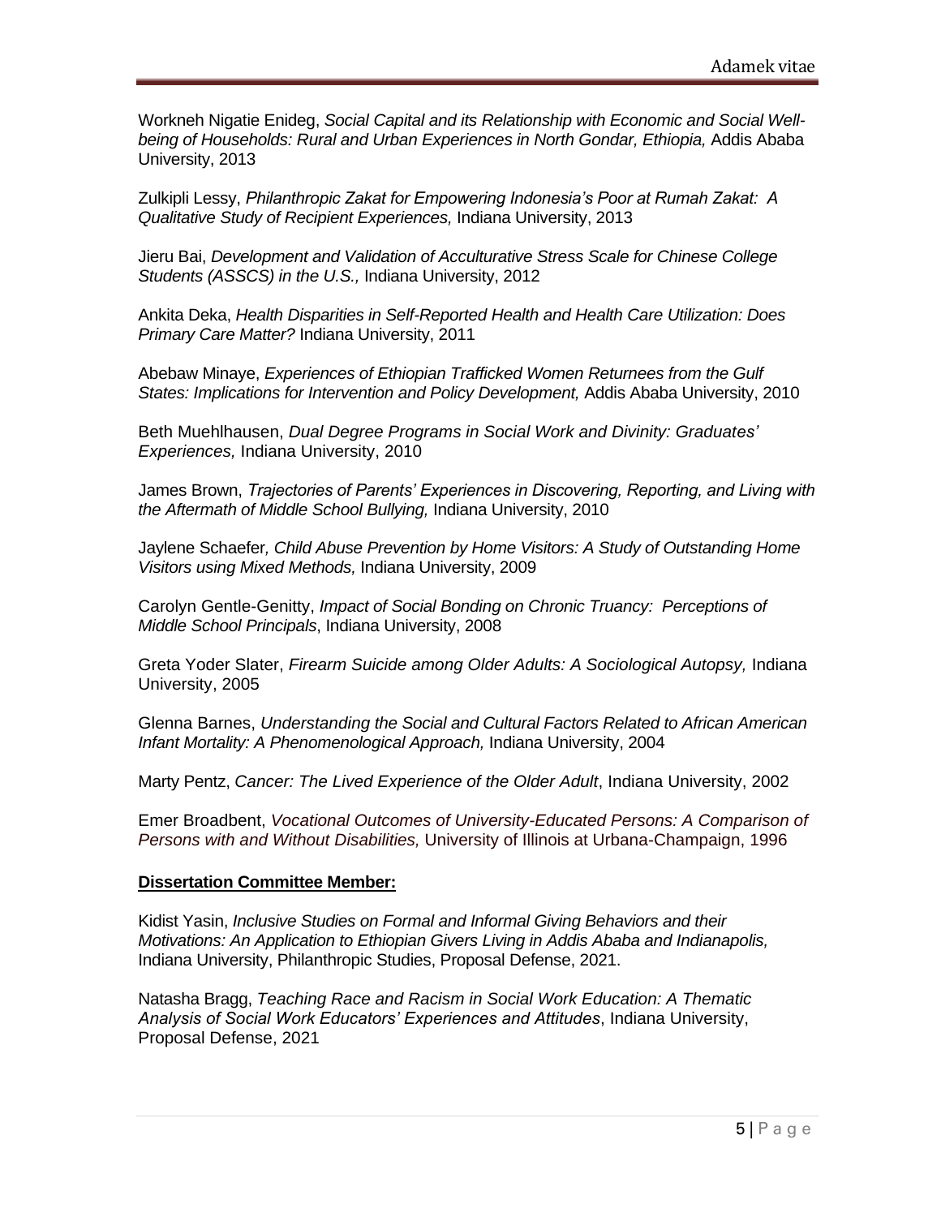Workneh Nigatie Enideg, *Social Capital and its Relationship with Economic and Social Well-being of Households: Rural and Urban Experiences in North Gondar, Ethiopia,* Addis Ababa University, 2013

Zulkipli Lessy, *Philanthropic Zakat for Empowering Indonesia's Poor at Rumah Zakat: A Qualitative Study of Recipient Experiences,* Indiana University, 2013

Jieru Bai, *Development and Validation of Acculturative Stress Scale for Chinese College Students (ASSCS) in the U.S.,* Indiana University, 2012

Ankita Deka, *Health Disparities in Self-Reported Health and Health Care Utilization: Does Primary Care Matter?* Indiana University, 2011

Abebaw Minaye, *Experiences of Ethiopian Trafficked Women Returnees from the Gulf States: Implications for Intervention and Policy Development,* Addis Ababa University, 2010

Beth Muehlhausen, *Dual Degree Programs in Social Work and Divinity: Graduates' Experiences,* Indiana University, 2010

James Brown, *Trajectories of Parents' Experiences in Discovering, Reporting, and Living with the Aftermath of Middle School Bullying,* Indiana University, 2010

Jaylene Schaefer*, Child Abuse Prevention by Home Visitors: A Study of Outstanding Home Visitors using Mixed Methods,* Indiana University, 2009

Carolyn Gentle-Genitty, *Impact of Social Bonding on Chronic Truancy: Perceptions of Middle School Principals*, Indiana University, 2008

Greta Yoder Slater, *Firearm Suicide among Older Adults: A Sociological Autopsy,* Indiana University, 2005

Glenna Barnes, *Understanding the Social and Cultural Factors Related to African American Infant Mortality: A Phenomenological Approach,* Indiana University, 2004

Marty Pentz, *Cancer: The Lived Experience of the Older Adult*, Indiana University, 2002

Emer Broadbent, *Vocational Outcomes of University-Educated Persons: A Comparison of Persons with and Without Disabilities,* University of Illinois at Urbana-Champaign, 1996

**Dissertation Committee Member:**

Kidist Yasin, *Inclusive Studies on Formal and Informal Giving Behaviors and their Motivations: An Application to Ethiopian Givers Living in Addis Ababa and Indianapolis,* Indiana University, Philanthropic Studies, Proposal Defense, 2021.

Natasha Bragg, *Teaching Race and Racism in Social Work Education: A Thematic Analysis of Social Work Educators' Experiences and Attitudes*, Indiana University, Proposal Defense, 2021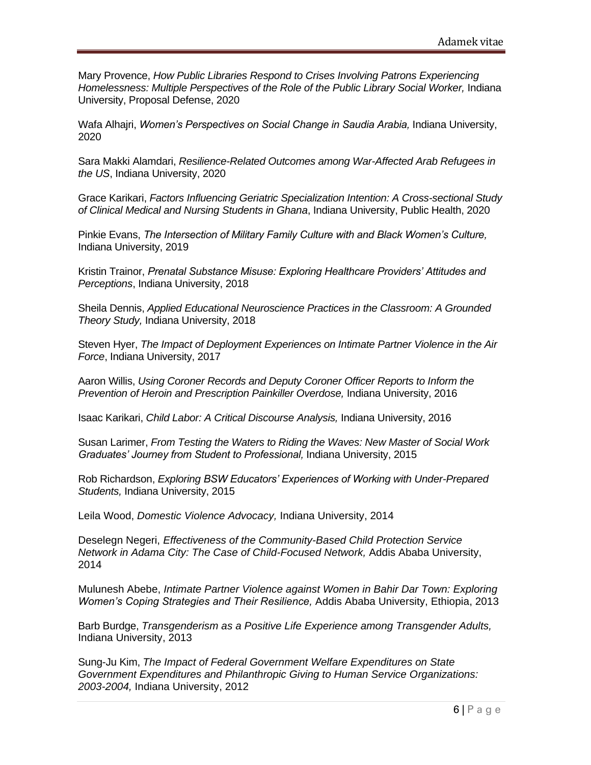Mary Provence, *How Public Libraries Respond to Crises Involving Patrons Experiencing Homelessness: Multiple Perspectives of the Role of the Public Library Social Worker,* Indiana University, Proposal Defense, 2020

Wafa Alhajri, *Women's Perspectives on Social Change in Saudia Arabia,* Indiana University, 2020

Sara Makki Alamdari, *Resilience-Related Outcomes among War-Affected Arab Refugees in the US*, Indiana University, 2020

Grace Karikari, *Factors Influencing Geriatric Specialization Intention: A Cross-sectional Study of Clinical Medical and Nursing Students in Ghana*, Indiana University, Public Health, 2020

Pinkie Evans, *The Intersection of Military Family Culture with and Black Women's Culture,* Indiana University, 2019

Kristin Trainor, *Prenatal Substance Misuse: Exploring Healthcare Providers' Attitudes and Perceptions*, Indiana University, 2018

Sheila Dennis, *Applied Educational Neuroscience Practices in the Classroom: A Grounded Theory Study,* Indiana University, 2018

Steven Hyer, *The Impact of Deployment Experiences on Intimate Partner Violence in the Air Force*, Indiana University, 2017

Aaron Willis, *Using Coroner Records and Deputy Coroner Officer Reports to Inform the Prevention of Heroin and Prescription Painkiller Overdose,* Indiana University, 2016

Isaac Karikari, *Child Labor: A Critical Discourse Analysis,* Indiana University, 2016

Susan Larimer, *From Testing the Waters to Riding the Waves: New Master of Social Work Graduates' Journey from Student to Professional,* Indiana University, 2015

Rob Richardson, *Exploring BSW Educators' Experiences of Working with Under-Prepared Students,* Indiana University, 2015

Leila Wood, *Domestic Violence Advocacy,* Indiana University, 2014

Deselegn Negeri, *Effectiveness of the Community-Based Child Protection Service Network in Adama City: The Case of Child-Focused Network,* Addis Ababa University, 2014

Mulunesh Abebe, *Intimate Partner Violence against Women in Bahir Dar Town: Exploring Women's Coping Strategies and Their Resilience,* Addis Ababa University, Ethiopia, 2013

Barb Burdge, *Transgenderism as a Positive Life Experience among Transgender Adults,* Indiana University, 2013

Sung-Ju Kim, *The Impact of Federal Government Welfare Expenditures on State Government Expenditures and Philanthropic Giving to Human Service Organizations: 2003-2004,* Indiana University, 2012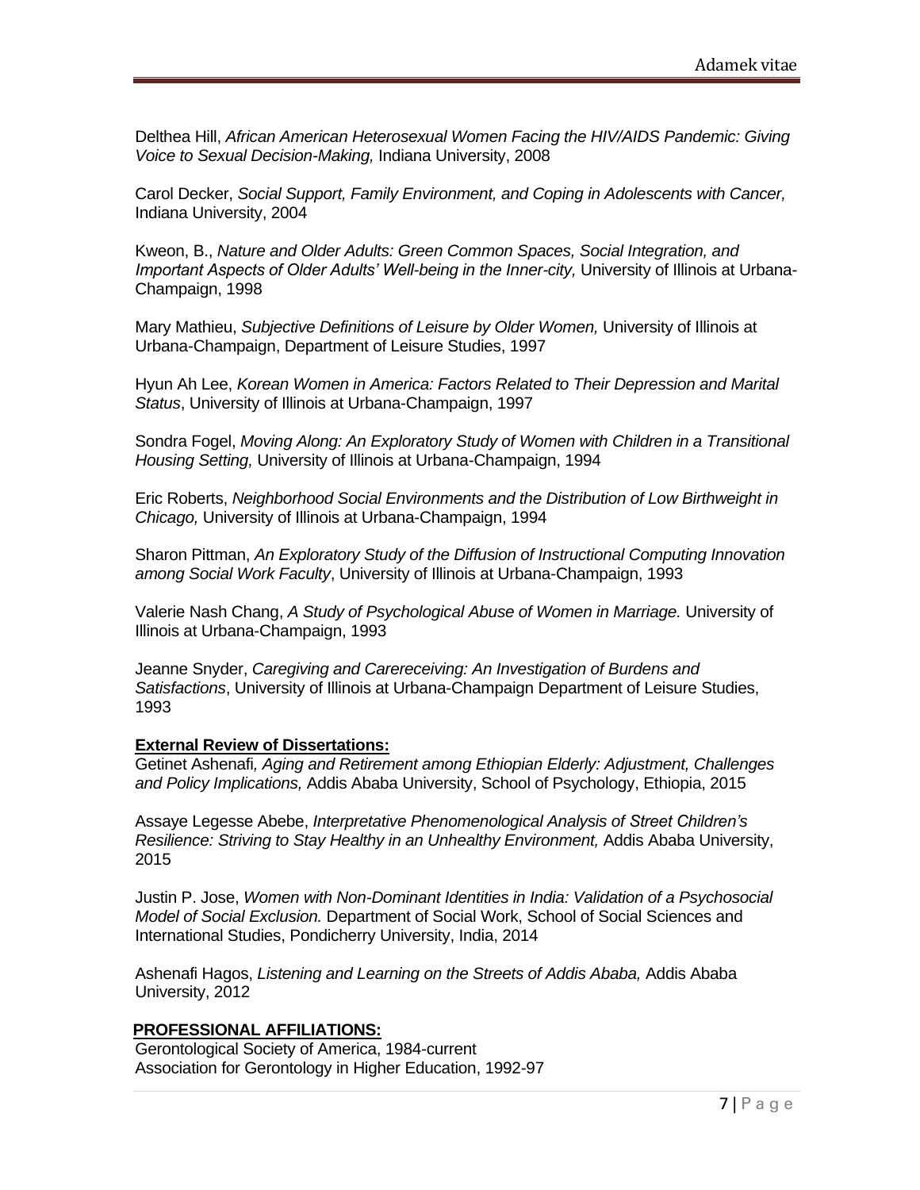Delthea Hill, *African American Heterosexual Women Facing the HIV/AIDS Pandemic: Giving Voice to Sexual Decision-Making,* Indiana University, 2008

Carol Decker, *Social Support, Family Environment, and Coping in Adolescents with Cancer,* Indiana University, 2004

Kweon, B., *Nature and Older Adults: Green Common Spaces, Social Integration, and Important Aspects of Older Adults' Well-being in the Inner-city,* University of Illinois at Urbana-Champaign, 1998

Mary Mathieu, *Subjective Definitions of Leisure by Older Women,* University of Illinois at Urbana-Champaign, Department of Leisure Studies, 1997

Hyun Ah Lee, *Korean Women in America: Factors Related to Their Depression and Marital Status*, University of Illinois at Urbana-Champaign, 1997

Sondra Fogel, *Moving Along: An Exploratory Study of Women with Children in a Transitional Housing Setting,* University of Illinois at Urbana-Champaign, 1994

Eric Roberts, *Neighborhood Social Environments and the Distribution of Low Birthweight in Chicago,* University of Illinois at Urbana-Champaign, 1994

Sharon Pittman, *An Exploratory Study of the Diffusion of Instructional Computing Innovation among Social Work Faculty*, University of Illinois at Urbana-Champaign, 1993

Valerie Nash Chang, *A Study of Psychological Abuse of Women in Marriage.* University of Illinois at Urbana-Champaign, 1993

Jeanne Snyder, *Caregiving and Carereceiving: An Investigation of Burdens and Satisfactions*, University of Illinois at Urbana-Champaign Department of Leisure Studies, 1993

**External Review of Dissertations:**

Getinet Ashenafi*, Aging and Retirement among Ethiopian Elderly: Adjustment, Challenges and Policy Implications,* Addis Ababa University, School of Psychology, Ethiopia, 2015

Assaye Legesse Abebe, *Interpretative Phenomenological Analysis of Street Children's Resilience: Striving to Stay Healthy in an Unhealthy Environment,* Addis Ababa University, 2015

Justin P. Jose, *Women with Non-Dominant Identities in India: Validation of a Psychosocial Model of Social Exclusion.* Department of Social Work, School of Social Sciences and International Studies, Pondicherry University, India, 2014

Ashenafi Hagos, *Listening and Learning on the Streets of Addis Ababa,* Addis Ababa University, 2012

## PROFESSIONAL AFFILIATIONS:

Gerontological Society of America, 1984-current
Association for Gerontology in Higher Education, 1992-97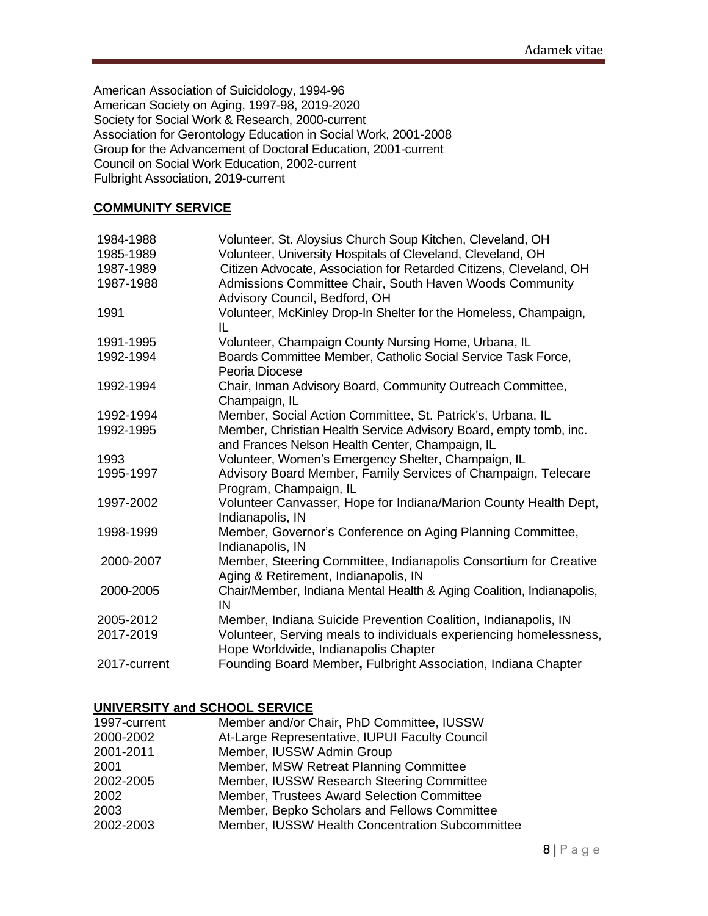American Association of Suicidology, 1994-96
American Society on Aging, 1997-98, 2019-2020
Society for Social Work & Research, 2000-current
Association for Gerontology Education in Social Work, 2001-2008
Group for the Advancement of Doctoral Education, 2001-current
Council on Social Work Education, 2002-current
Fulbright Association, 2019-current

## COMMUNITY SERVICE

| | |
|---|---|
| 1984-1988 | Volunteer, St. Aloysius Church Soup Kitchen, Cleveland, OH |
| 1985-1989 | Volunteer, University Hospitals of Cleveland, Cleveland, OH |
| 1987-1989 | Citizen Advocate, Association for Retarded Citizens, Cleveland, OH |
| 1987-1988 | Admissions Committee Chair, South Haven Woods Community Advisory Council, Bedford, OH |
| 1991 | Volunteer, McKinley Drop-In Shelter for the Homeless, Champaign, IL |
| 1991-1995 | Volunteer, Champaign County Nursing Home, Urbana, IL |
| 1992-1994 | Boards Committee Member, Catholic Social Service Task Force, Peoria Diocese |
| 1992-1994 | Chair, Inman Advisory Board, Community Outreach Committee, Champaign, IL |
| 1992-1994 | Member, Social Action Committee, St. Patrick's, Urbana, IL |
| 1992-1995 | Member, Christian Health Service Advisory Board, empty tomb, inc. and Frances Nelson Health Center, Champaign, IL |
| 1993 | Volunteer, Women's Emergency Shelter, Champaign, IL |
| 1995-1997 | Advisory Board Member, Family Services of Champaign, Telecare Program, Champaign, IL |
| 1997-2002 | Volunteer Canvasser, Hope for Indiana/Marion County Health Dept, Indianapolis, IN |
| 1998-1999 | Member, Governor's Conference on Aging Planning Committee, Indianapolis, IN |
| 2000-2007 | Member, Steering Committee, Indianapolis Consortium for Creative Aging & Retirement, Indianapolis, IN |
| 2000-2005 | Chair/Member, Indiana Mental Health & Aging Coalition, Indianapolis, IN |
| 2005-2012 | Member, Indiana Suicide Prevention Coalition, Indianapolis, IN |
| 2017-2019 | Volunteer, Serving meals to individuals experiencing homelessness, Hope Worldwide, Indianapolis Chapter |
| 2017-current | Founding Board Member**,** Fulbright Association, Indiana Chapter |

## UNIVERSITY and SCHOOL SERVICE

| | |
|---|---|
| 1997-current | Member and/or Chair, PhD Committee, IUSSW |
| 2000-2002 | At-Large Representative, IUPUI Faculty Council |
| 2001-2011 | Member, IUSSW Admin Group |
| 2001 | Member, MSW Retreat Planning Committee |
| 2002-2005 | Member, IUSSW Research Steering Committee |
| 2002 | Member, Trustees Award Selection Committee |
| 2003 | Member, Bepko Scholars and Fellows Committee |
| 2002-2003 | Member, IUSSW Health Concentration Subcommittee |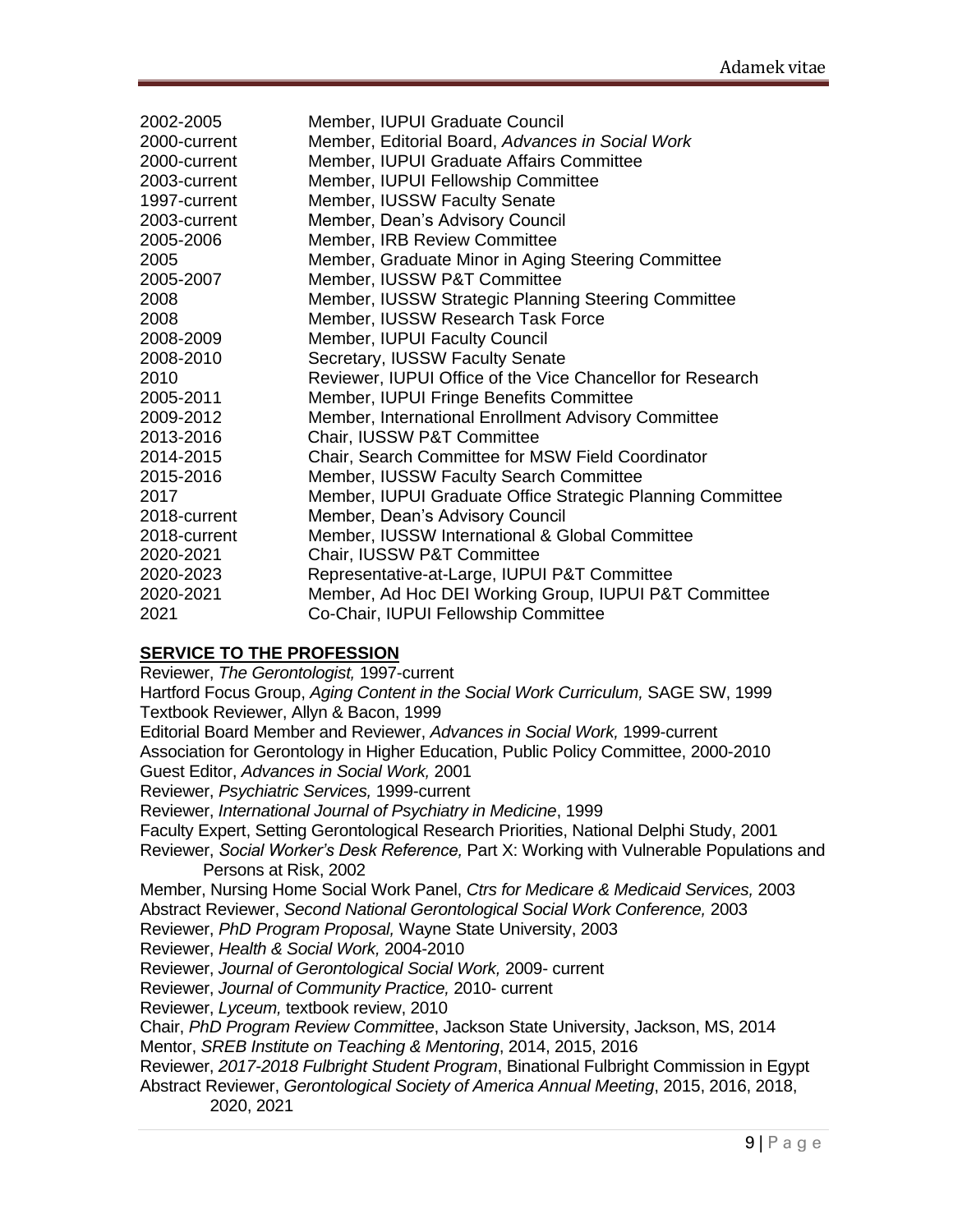| | |
|---|---|
| 2002-2005 | Member, IUPUI Graduate Council |
| 2000-current | Member, Editorial Board, *Advances in Social Work* |
| 2000-current | Member, IUPUI Graduate Affairs Committee |
| 2003-current | Member, IUPUI Fellowship Committee |
| 1997-current | Member, IUSSW Faculty Senate |
| 2003-current | Member, Dean's Advisory Council |
| 2005-2006 | Member, IRB Review Committee |
| 2005 | Member, Graduate Minor in Aging Steering Committee |
| 2005-2007 | Member, IUSSW P&T Committee |
| 2008 | Member, IUSSW Strategic Planning Steering Committee |
| 2008 | Member, IUSSW Research Task Force |
| 2008-2009 | Member, IUPUI Faculty Council |
| 2008-2010 | Secretary, IUSSW Faculty Senate |
| 2010 | Reviewer, IUPUI Office of the Vice Chancellor for Research |
| 2005-2011 | Member, IUPUI Fringe Benefits Committee |
| 2009-2012 | Member, International Enrollment Advisory Committee |
| 2013-2016 | Chair, IUSSW P&T Committee |
| 2014-2015 | Chair, Search Committee for MSW Field Coordinator |
| 2015-2016 | Member, IUSSW Faculty Search Committee |
| 2017 | Member, IUPUI Graduate Office Strategic Planning Committee |
| 2018-current | Member, Dean's Advisory Council |
| 2018-current | Member, IUSSW International & Global Committee |
| 2020-2021 | Chair, IUSSW P&T Committee |
| 2020-2023 | Representative-at-Large, IUPUI P&T Committee |
| 2020-2021 | Member, Ad Hoc DEI Working Group, IUPUI P&T Committee |
| 2021 | Co-Chair, IUPUI Fellowship Committee |

**SERVICE TO THE PROFESSION**

Reviewer, *The Gerontologist,* 1997-current
Hartford Focus Group, *Aging Content in the Social Work Curriculum,* SAGE SW, 1999
Textbook Reviewer, Allyn & Bacon, 1999
Editorial Board Member and Reviewer, *Advances in Social Work,* 1999-current
Association for Gerontology in Higher Education, Public Policy Committee, 2000-2010
Guest Editor, *Advances in Social Work,* 2001
Reviewer, *Psychiatric Services,* 1999-current
Reviewer, *International Journal of Psychiatry in Medicine*, 1999
Faculty Expert, Setting Gerontological Research Priorities, National Delphi Study, 2001
Reviewer, *Social Worker's Desk Reference,* Part X: Working with Vulnerable Populations and Persons at Risk, 2002
Member, Nursing Home Social Work Panel, *Ctrs for Medicare & Medicaid Services,* 2003
Abstract Reviewer, *Second National Gerontological Social Work Conference,* 2003
Reviewer, *PhD Program Proposal,* Wayne State University, 2003
Reviewer, *Health & Social Work,* 2004-2010
Reviewer, *Journal of Gerontological Social Work,* 2009- current
Reviewer, *Journal of Community Practice,* 2010- current
Reviewer, *Lyceum,* textbook review, 2010
Chair, *PhD Program Review Committee*, Jackson State University, Jackson, MS, 2014
Mentor, *SREB Institute on Teaching & Mentoring*, 2014, 2015, 2016
Reviewer, *2017-2018 Fulbright Student Program*, Binational Fulbright Commission in Egypt
Abstract Reviewer, *Gerontological Society of America Annual Meeting*, 2015, 2016, 2018, 2020, 2021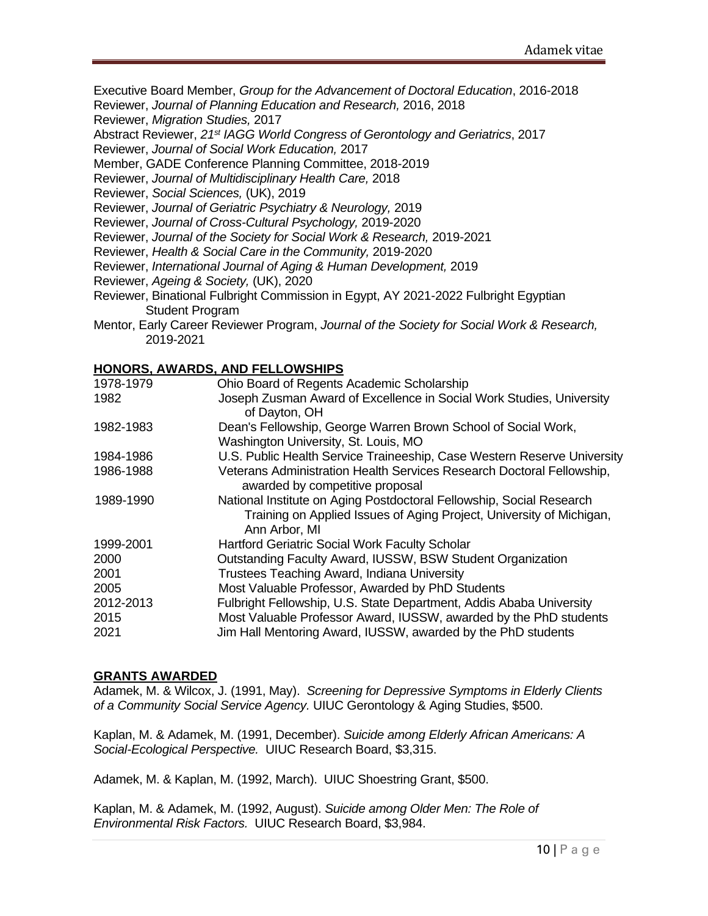Executive Board Member, *Group for the Advancement of Doctoral Education*, 2016-2018
Reviewer, *Journal of Planning Education and Research,* 2016, 2018
Reviewer, *Migration Studies,* 2017
Abstract Reviewer, *21st IAGG World Congress of Gerontology and Geriatrics*, 2017
Reviewer, *Journal of Social Work Education,* 2017
Member, GADE Conference Planning Committee, 2018-2019
Reviewer, *Journal of Multidisciplinary Health Care,* 2018
Reviewer, *Social Sciences,* (UK), 2019
Reviewer, *Journal of Geriatric Psychiatry & Neurology,* 2019
Reviewer, *Journal of Cross-Cultural Psychology,* 2019-2020
Reviewer, *Journal of the Society for Social Work & Research,* 2019-2021
Reviewer, *Health & Social Care in the Community,* 2019-2020
Reviewer, *International Journal of Aging & Human Development,* 2019
Reviewer, *Ageing & Society,* (UK), 2020
Reviewer, Binational Fulbright Commission in Egypt, AY 2021-2022 Fulbright Egyptian Student Program
Mentor, Early Career Reviewer Program, *Journal of the Society for Social Work & Research,* 2019-2021

## HONORS, AWARDS, AND FELLOWSHIPS

| | |
|---|---|
| 1978-1979 | Ohio Board of Regents Academic Scholarship |
| 1982 | Joseph Zusman Award of Excellence in Social Work Studies, University of Dayton, OH |
| 1982-1983 | Dean's Fellowship, George Warren Brown School of Social Work, Washington University, St. Louis, MO |
| 1984-1986 | U.S. Public Health Service Traineeship, Case Western Reserve University |
| 1986-1988 | Veterans Administration Health Services Research Doctoral Fellowship, awarded by competitive proposal |
| 1989-1990 | National Institute on Aging Postdoctoral Fellowship, Social Research Training on Applied Issues of Aging Project, University of Michigan, Ann Arbor, MI |
| 1999-2001 | Hartford Geriatric Social Work Faculty Scholar |
| 2000 | Outstanding Faculty Award, IUSSW, BSW Student Organization |
| 2001 | Trustees Teaching Award, Indiana University |
| 2005 | Most Valuable Professor, Awarded by PhD Students |
| 2012-2013 | Fulbright Fellowship, U.S. State Department, Addis Ababa University |
| 2015 | Most Valuable Professor Award, IUSSW, awarded by the PhD students |
| 2021 | Jim Hall Mentoring Award, IUSSW, awarded by the PhD students |

## GRANTS AWARDED

Adamek, M. & Wilcox, J. (1991, May). *Screening for Depressive Symptoms in Elderly Clients of a Community Social Service Agency.* UIUC Gerontology & Aging Studies, $500.

Kaplan, M. & Adamek, M. (1991, December). *Suicide among Elderly African Americans: A Social-Ecological Perspective.* UIUC Research Board, $3,315.

Adamek, M. & Kaplan, M. (1992, March). UIUC Shoestring Grant, $500.

Kaplan, M. & Adamek, M. (1992, August). *Suicide among Older Men: The Role of Environmental Risk Factors.* UIUC Research Board, $3,984.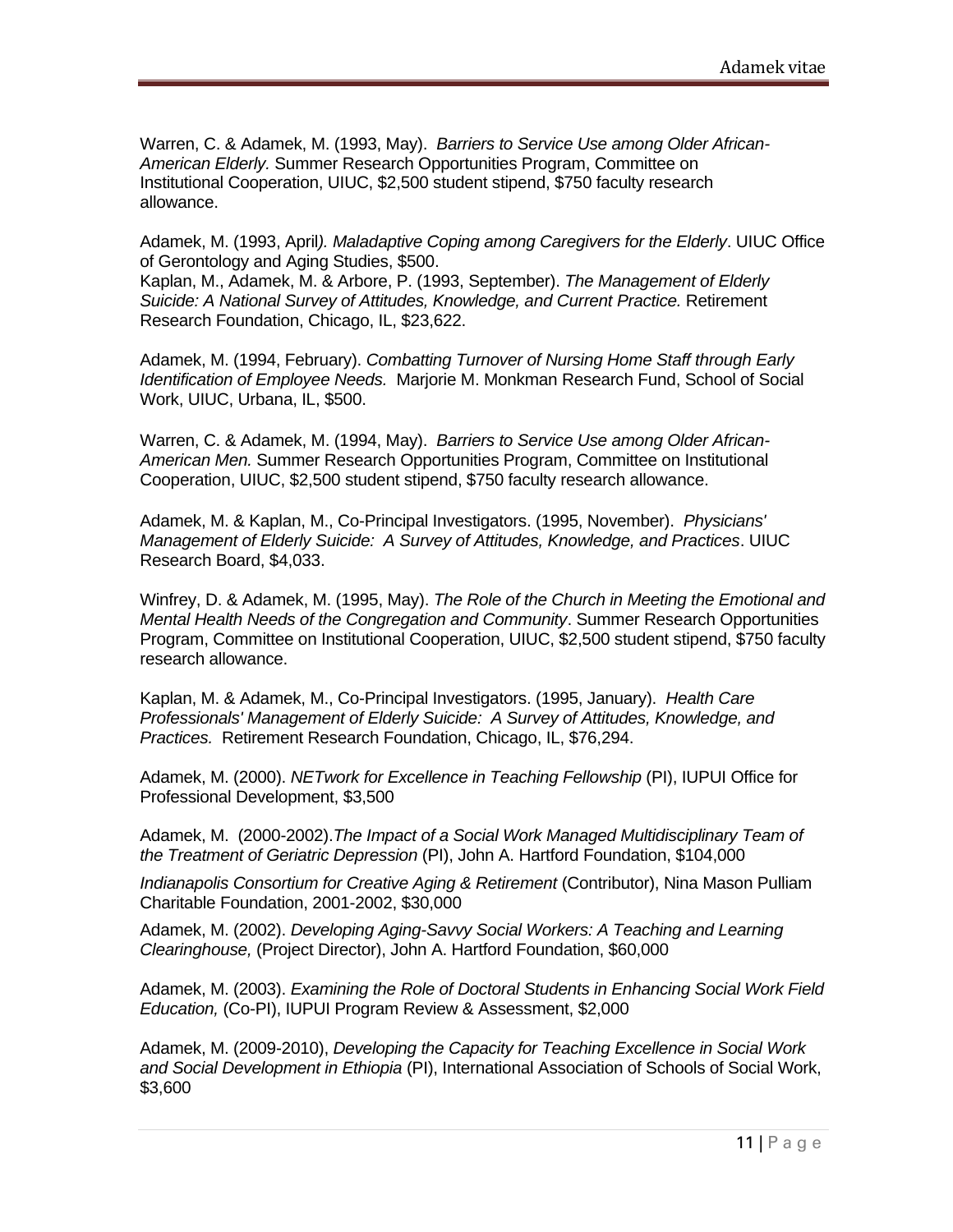Warren, C. & Adamek, M. (1993, May). *Barriers to Service Use among Older African-American Elderly.* Summer Research Opportunities Program, Committee on Institutional Cooperation, UIUC, $2,500 student stipend, $750 faculty research allowance.

Adamek, M. (1993, April*). Maladaptive Coping among Caregivers for the Elderly*. UIUC Office of Gerontology and Aging Studies, $500.
Kaplan, M., Adamek, M. & Arbore, P. (1993, September). *The Management of Elderly Suicide: A National Survey of Attitudes, Knowledge, and Current Practice.* Retirement Research Foundation, Chicago, IL, $23,622.

Adamek, M. (1994, February). *Combatting Turnover of Nursing Home Staff through Early Identification of Employee Needs.* Marjorie M. Monkman Research Fund, School of Social Work, UIUC, Urbana, IL, $500.

Warren, C. & Adamek, M. (1994, May). *Barriers to Service Use among Older African-American Men.* Summer Research Opportunities Program, Committee on Institutional Cooperation, UIUC, $2,500 student stipend, $750 faculty research allowance.

Adamek, M. & Kaplan, M., Co-Principal Investigators. (1995, November). *Physicians' Management of Elderly Suicide: A Survey of Attitudes, Knowledge, and Practices*. UIUC Research Board, $4,033.

Winfrey, D. & Adamek, M. (1995, May). *The Role of the Church in Meeting the Emotional and Mental Health Needs of the Congregation and Community*. Summer Research Opportunities Program, Committee on Institutional Cooperation, UIUC, $2,500 student stipend, $750 faculty research allowance.

Kaplan, M. & Adamek, M., Co-Principal Investigators. (1995, January). *Health Care Professionals' Management of Elderly Suicide: A Survey of Attitudes, Knowledge, and Practices.* Retirement Research Foundation, Chicago, IL, $76,294.

Adamek, M. (2000). *NETwork for Excellence in Teaching Fellowship* (PI), IUPUI Office for Professional Development, $3,500

Adamek, M. (2000-2002).*The Impact of a Social Work Managed Multidisciplinary Team of the Treatment of Geriatric Depression* (PI), John A. Hartford Foundation, $104,000

*Indianapolis Consortium for Creative Aging & Retirement* (Contributor), Nina Mason Pulliam Charitable Foundation, 2001-2002, $30,000

Adamek, M. (2002). *Developing Aging-Savvy Social Workers: A Teaching and Learning Clearinghouse,* (Project Director), John A. Hartford Foundation, $60,000

Adamek, M. (2003). *Examining the Role of Doctoral Students in Enhancing Social Work Field Education,* (Co-PI), IUPUI Program Review & Assessment, $2,000

Adamek, M. (2009-2010), *Developing the Capacity for Teaching Excellence in Social Work and Social Development in Ethiopia* (PI), International Association of Schools of Social Work, $3,600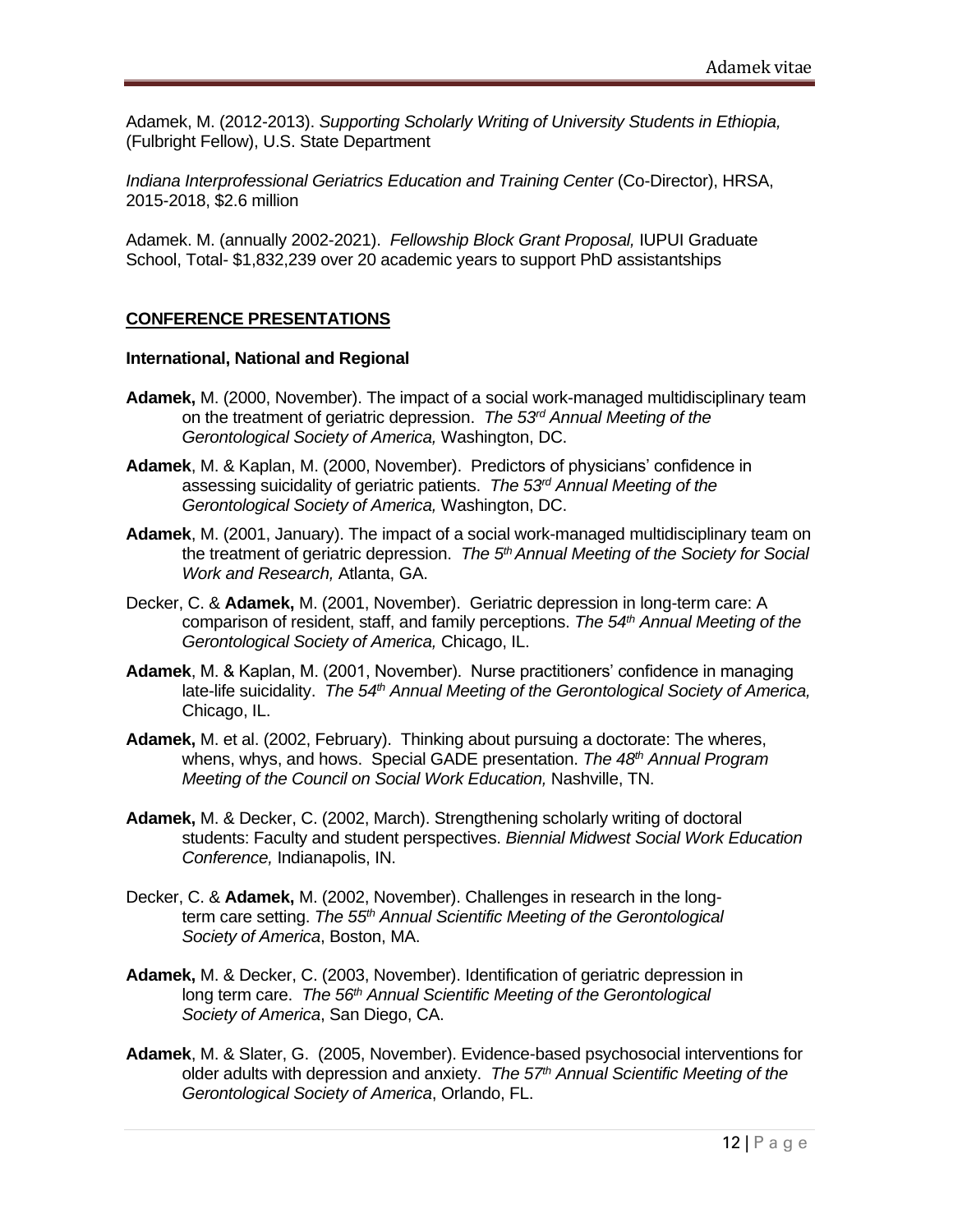Adamek, M. (2012-2013). *Supporting Scholarly Writing of University Students in Ethiopia,* (Fulbright Fellow), U.S. State Department

*Indiana Interprofessional Geriatrics Education and Training Center* (Co-Director), HRSA, 2015-2018, $2.6 million

Adamek. M. (annually 2002-2021). *Fellowship Block Grant Proposal,* IUPUI Graduate School, Total- $1,832,239 over 20 academic years to support PhD assistantships

## CONFERENCE PRESENTATIONS

### International, National and Regional

**Adamek,** M. (2000, November). The impact of a social work-managed multidisciplinary team on the treatment of geriatric depression. *The 53rd Annual Meeting of the Gerontological Society of America,* Washington, DC.

**Adamek**, M. & Kaplan, M. (2000, November). Predictors of physicians' confidence in assessing suicidality of geriatric patients. *The 53rd Annual Meeting of the Gerontological Society of America,* Washington, DC.

**Adamek**, M. (2001, January). The impact of a social work-managed multidisciplinary team on the treatment of geriatric depression. *The 5th Annual Meeting of the Society for Social Work and Research,* Atlanta, GA.

Decker, C. & **Adamek,** M. (2001, November). Geriatric depression in long-term care: A comparison of resident, staff, and family perceptions. *The 54th Annual Meeting of the Gerontological Society of America,* Chicago, IL.

**Adamek**, M. & Kaplan, M. (2001, November). Nurse practitioners' confidence in managing late-life suicidality. *The 54th Annual Meeting of the Gerontological Society of America,* Chicago, IL.

**Adamek,** M. et al. (2002, February). Thinking about pursuing a doctorate: The wheres, whens, whys, and hows. Special GADE presentation. *The 48th Annual Program Meeting of the Council on Social Work Education,* Nashville, TN.

**Adamek,** M. & Decker, C. (2002, March). Strengthening scholarly writing of doctoral students: Faculty and student perspectives. *Biennial Midwest Social Work Education Conference,* Indianapolis, IN.

Decker, C. & **Adamek,** M. (2002, November). Challenges in research in the long-term care setting. *The 55th Annual Scientific Meeting of the Gerontological Society of America*, Boston, MA.

**Adamek,** M. & Decker, C. (2003, November). Identification of geriatric depression in long term care. *The 56th Annual Scientific Meeting of the Gerontological Society of America*, San Diego, CA.

**Adamek**, M. & Slater, G. (2005, November). Evidence-based psychosocial interventions for older adults with depression and anxiety. *The 57th Annual Scientific Meeting of the Gerontological Society of America*, Orlando, FL.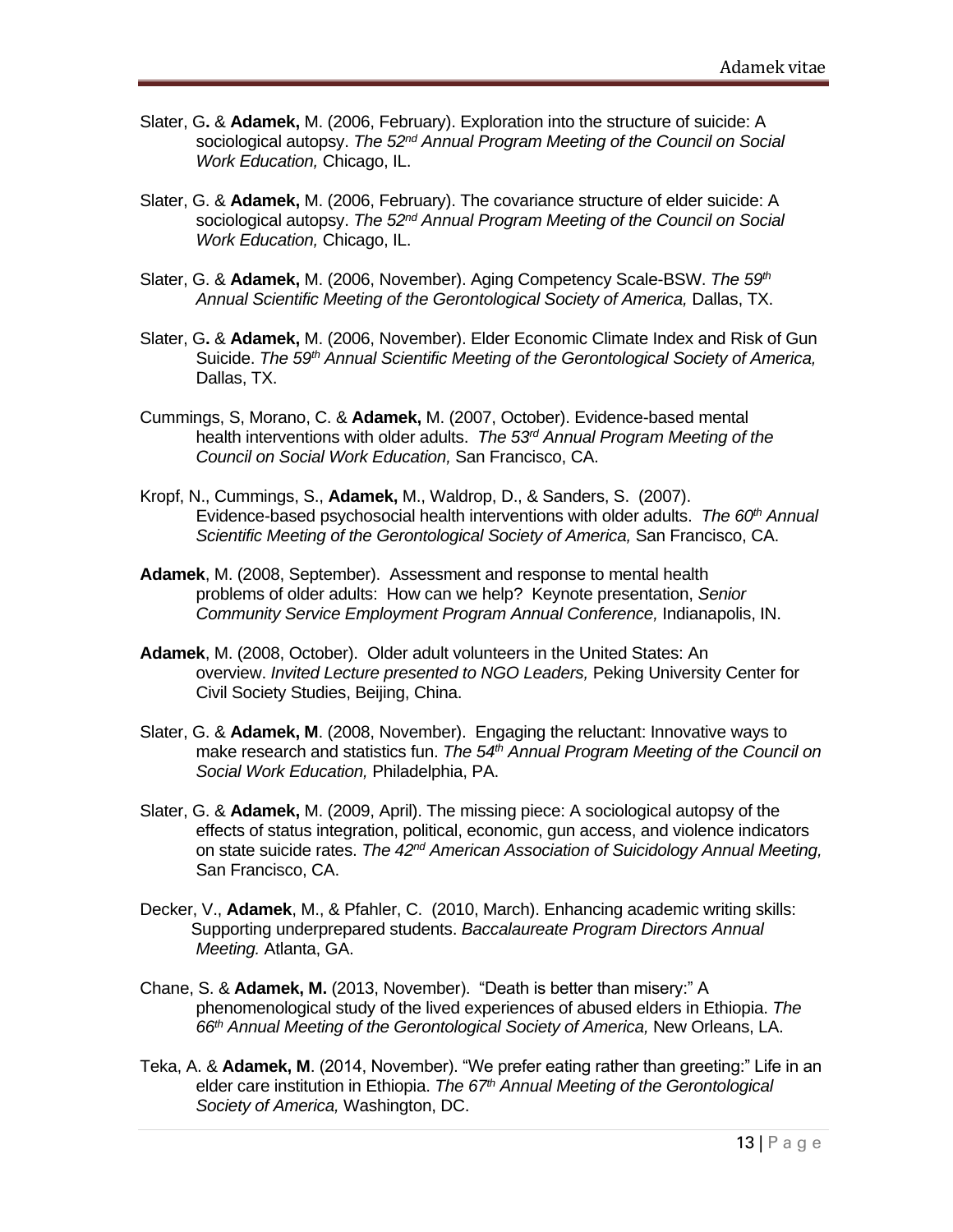Slater, G**.** & **Adamek,** M. (2006, February). Exploration into the structure of suicide: A sociological autopsy. *The 52nd Annual Program Meeting of the Council on Social Work Education,* Chicago, IL.

Slater, G. & **Adamek,** M. (2006, February). The covariance structure of elder suicide: A sociological autopsy. *The 52nd Annual Program Meeting of the Council on Social Work Education,* Chicago, IL.

Slater, G. & **Adamek,** M. (2006, November). Aging Competency Scale-BSW. *The 59th Annual Scientific Meeting of the Gerontological Society of America,* Dallas, TX.

Slater, G**.** & **Adamek,** M. (2006, November). Elder Economic Climate Index and Risk of Gun Suicide. *The 59th Annual Scientific Meeting of the Gerontological Society of America,* Dallas, TX.

Cummings, S, Morano, C. & **Adamek,** M. (2007, October). Evidence-based mental health interventions with older adults. *The 53rd Annual Program Meeting of the Council on Social Work Education,* San Francisco, CA.

Kropf, N., Cummings, S., **Adamek,** M., Waldrop, D., & Sanders, S. (2007). Evidence-based psychosocial health interventions with older adults. *The 60th Annual Scientific Meeting of the Gerontological Society of America,* San Francisco, CA.

**Adamek**, M. (2008, September). Assessment and response to mental health problems of older adults: How can we help? Keynote presentation, *Senior Community Service Employment Program Annual Conference,* Indianapolis, IN.

**Adamek**, M. (2008, October). Older adult volunteers in the United States: An overview. *Invited Lecture presented to NGO Leaders,* Peking University Center for Civil Society Studies, Beijing, China.

Slater, G. & **Adamek, M**. (2008, November). Engaging the reluctant: Innovative ways to make research and statistics fun. *The 54th Annual Program Meeting of the Council on Social Work Education,* Philadelphia, PA.

Slater, G. & **Adamek,** M. (2009, April). The missing piece: A sociological autopsy of the effects of status integration, political, economic, gun access, and violence indicators on state suicide rates. *The 42nd American Association of Suicidology Annual Meeting,* San Francisco, CA.

Decker, V., **Adamek**, M., & Pfahler, C. (2010, March). Enhancing academic writing skills: Supporting underprepared students. *Baccalaureate Program Directors Annual Meeting.* Atlanta, GA.

Chane, S. & **Adamek, M.** (2013, November). "Death is better than misery:" A phenomenological study of the lived experiences of abused elders in Ethiopia. *The 66th Annual Meeting of the Gerontological Society of America,* New Orleans, LA.

Teka, A. & **Adamek, M**. (2014, November). "We prefer eating rather than greeting:" Life in an elder care institution in Ethiopia. *The 67th Annual Meeting of the Gerontological Society of America,* Washington, DC.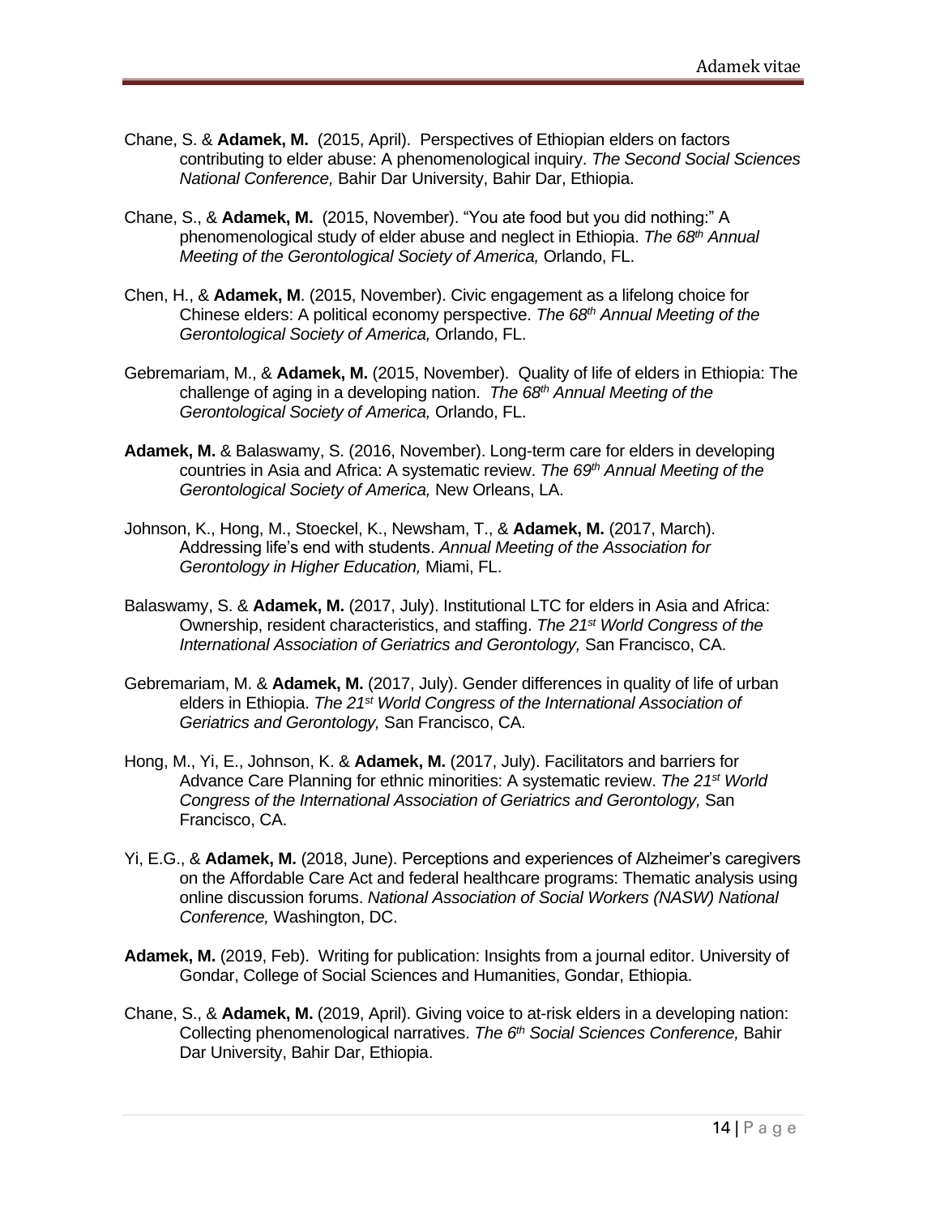Chane, S. & **Adamek, M.** (2015, April). Perspectives of Ethiopian elders on factors contributing to elder abuse: A phenomenological inquiry. *The Second Social Sciences National Conference,* Bahir Dar University, Bahir Dar, Ethiopia.

Chane, S., & **Adamek, M.** (2015, November). "You ate food but you did nothing:" A phenomenological study of elder abuse and neglect in Ethiopia. *The 68th Annual Meeting of the Gerontological Society of America,* Orlando, FL.

Chen, H., & **Adamek, M**. (2015, November). Civic engagement as a lifelong choice for Chinese elders: A political economy perspective. *The 68th Annual Meeting of the Gerontological Society of America,* Orlando, FL.

Gebremariam, M., & **Adamek, M.** (2015, November). Quality of life of elders in Ethiopia: The challenge of aging in a developing nation. *The 68th Annual Meeting of the Gerontological Society of America,* Orlando, FL.

**Adamek, M.** & Balaswamy, S. (2016, November). Long-term care for elders in developing countries in Asia and Africa: A systematic review. *The 69th Annual Meeting of the Gerontological Society of America,* New Orleans, LA.

Johnson, K., Hong, M., Stoeckel, K., Newsham, T., & **Adamek, M.** (2017, March). Addressing life's end with students. *Annual Meeting of the Association for Gerontology in Higher Education,* Miami, FL.

Balaswamy, S. & **Adamek, M.** (2017, July). Institutional LTC for elders in Asia and Africa: Ownership, resident characteristics, and staffing. *The 21st World Congress of the International Association of Geriatrics and Gerontology,* San Francisco, CA.

Gebremariam, M. & **Adamek, M.** (2017, July). Gender differences in quality of life of urban elders in Ethiopia. *The 21st World Congress of the International Association of Geriatrics and Gerontology,* San Francisco, CA.

Hong, M., Yi, E., Johnson, K. & **Adamek, M.** (2017, July). Facilitators and barriers for Advance Care Planning for ethnic minorities: A systematic review. *The 21st World Congress of the International Association of Geriatrics and Gerontology,* San Francisco, CA.

Yi, E.G., & **Adamek, M.** (2018, June). Perceptions and experiences of Alzheimer's caregivers on the Affordable Care Act and federal healthcare programs: Thematic analysis using online discussion forums. *National Association of Social Workers (NASW) National Conference,* Washington, DC.

**Adamek, M.** (2019, Feb). Writing for publication: Insights from a journal editor. University of Gondar, College of Social Sciences and Humanities, Gondar, Ethiopia.

Chane, S., & **Adamek, M.** (2019, April). Giving voice to at-risk elders in a developing nation: Collecting phenomenological narratives. *The 6th Social Sciences Conference,* Bahir Dar University, Bahir Dar, Ethiopia.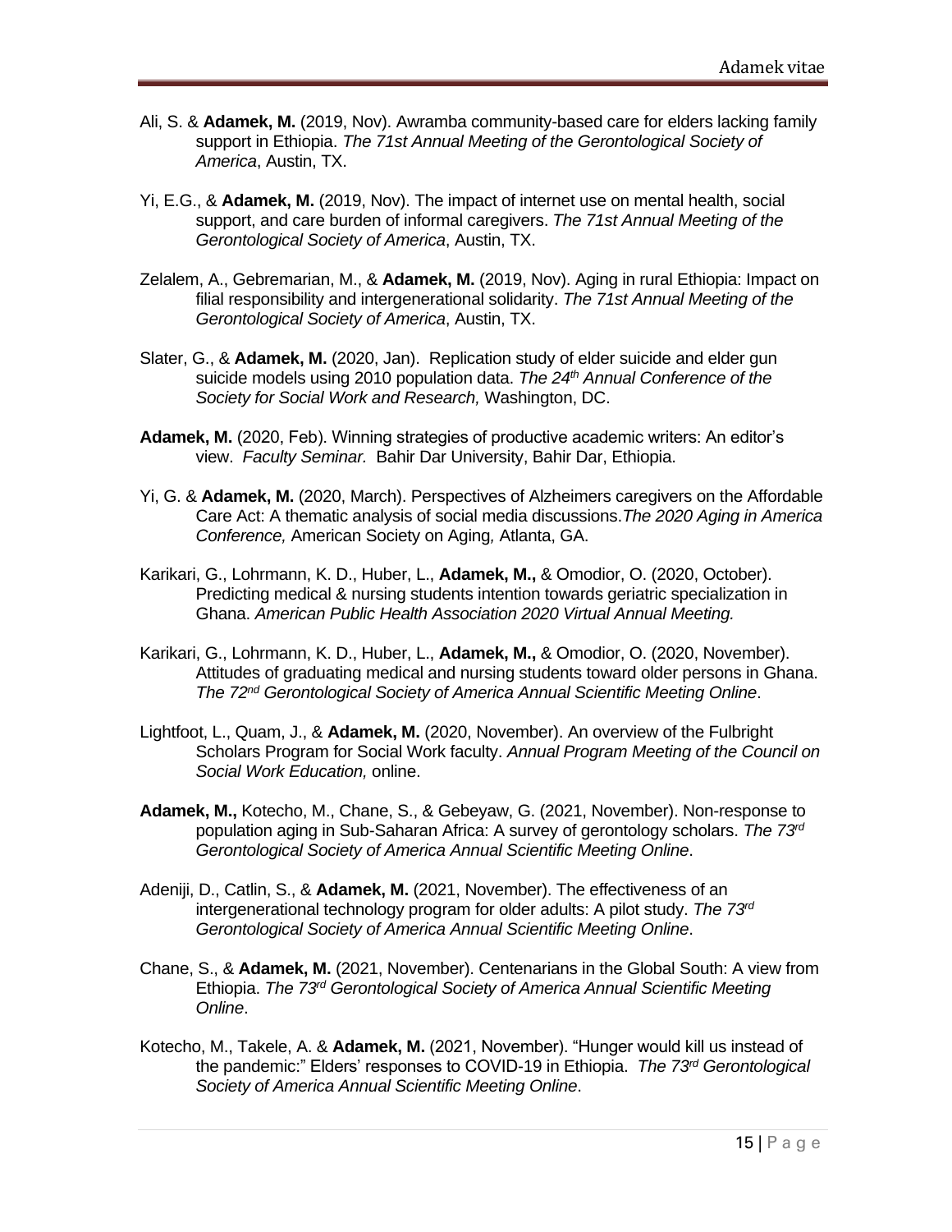Ali, S. & **Adamek, M.** (2019, Nov). Awramba community-based care for elders lacking family support in Ethiopia. *The 71st Annual Meeting of the Gerontological Society of America*, Austin, TX.

Yi, E.G., & **Adamek, M.** (2019, Nov). The impact of internet use on mental health, social support, and care burden of informal caregivers. *The 71st Annual Meeting of the Gerontological Society of America*, Austin, TX.

Zelalem, A., Gebremarian, M., & **Adamek, M.** (2019, Nov). Aging in rural Ethiopia: Impact on filial responsibility and intergenerational solidarity. *The 71st Annual Meeting of the Gerontological Society of America*, Austin, TX.

Slater, G., & **Adamek, M.** (2020, Jan). Replication study of elder suicide and elder gun suicide models using 2010 population data. *The 24th Annual Conference of the Society for Social Work and Research,* Washington, DC.

**Adamek, M.** (2020, Feb). Winning strategies of productive academic writers: An editor's view. *Faculty Seminar.* Bahir Dar University, Bahir Dar, Ethiopia.

Yi, G. & **Adamek, M.** (2020, March). Perspectives of Alzheimers caregivers on the Affordable Care Act: A thematic analysis of social media discussions.*The 2020 Aging in America Conference,* American Society on Aging*,* Atlanta, GA.

Karikari, G., Lohrmann, K. D., Huber, L., **Adamek, M.,** & Omodior, O. (2020, October). Predicting medical & nursing students intention towards geriatric specialization in Ghana. *American Public Health Association 2020 Virtual Annual Meeting.*

Karikari, G., Lohrmann, K. D., Huber, L., **Adamek, M.,** & Omodior, O. (2020, November). Attitudes of graduating medical and nursing students toward older persons in Ghana. *The 72nd Gerontological Society of America Annual Scientific Meeting Online*.

Lightfoot, L., Quam, J., & **Adamek, M.** (2020, November). An overview of the Fulbright Scholars Program for Social Work faculty. *Annual Program Meeting of the Council on Social Work Education,* online.

**Adamek, M.,** Kotecho, M., Chane, S., & Gebeyaw, G. (2021, November). Non-response to population aging in Sub-Saharan Africa: A survey of gerontology scholars. *The 73rd Gerontological Society of America Annual Scientific Meeting Online*.

Adeniji, D., Catlin, S., & **Adamek, M.** (2021, November). The effectiveness of an intergenerational technology program for older adults: A pilot study. *The 73rd Gerontological Society of America Annual Scientific Meeting Online*.

Chane, S., & **Adamek, M.** (2021, November). Centenarians in the Global South: A view from Ethiopia. *The 73rd Gerontological Society of America Annual Scientific Meeting Online*.

Kotecho, M., Takele, A. & **Adamek, M.** (2021, November). "Hunger would kill us instead of the pandemic:" Elders' responses to COVID-19 in Ethiopia. *The 73rd Gerontological Society of America Annual Scientific Meeting Online*.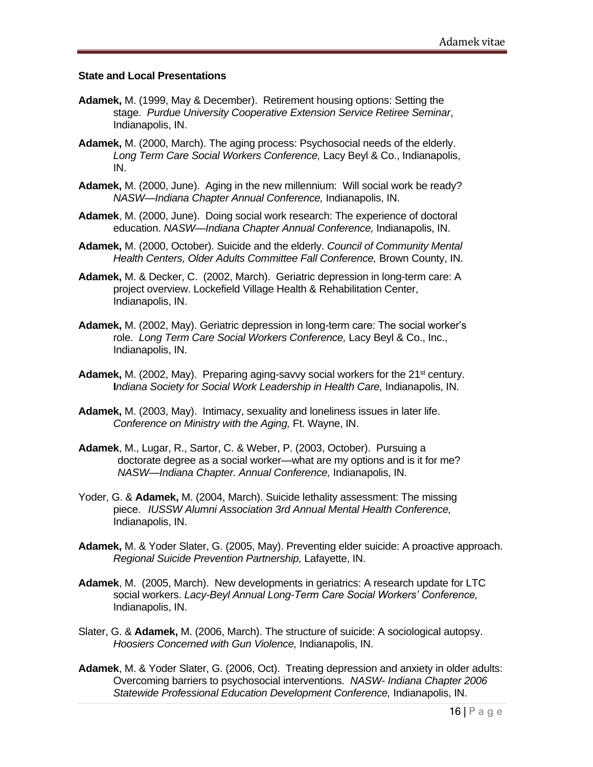### State and Local Presentations

**Adamek,** M. (1999, May & December). Retirement housing options: Setting the stage. *Purdue University Cooperative Extension Service Retiree Seminar*, Indianapolis, IN.

**Adamek,** M. (2000, March). The aging process: Psychosocial needs of the elderly. *Long Term Care Social Workers Conference,* Lacy Beyl & Co., Indianapolis, IN.

**Adamek,** M. (2000, June). Aging in the new millennium: Will social work be ready? *NASW—Indiana Chapter Annual Conference,* Indianapolis, IN.

**Adamek**, M. (2000, June). Doing social work research: The experience of doctoral education. *NASW—Indiana Chapter Annual Conference,* Indianapolis, IN.

**Adamek,** M. (2000, October). Suicide and the elderly. *Council of Community Mental Health Centers, Older Adults Committee Fall Conference,* Brown County, IN.

**Adamek,** M. & Decker, C. (2002, March). Geriatric depression in long-term care: A project overview. Lockefield Village Health & Rehabilitation Center, Indianapolis, IN.

**Adamek,** M. (2002, May). Geriatric depression in long-term care: The social worker's role. *Long Term Care Social Workers Conference,* Lacy Beyl & Co., Inc., Indianapolis, IN.

**Adamek,** M. (2002, May). Preparing aging-savvy social workers for the 21st century. *Indiana Society for Social Work Leadership in Health Care,* Indianapolis, IN.

**Adamek,** M. (2003, May). Intimacy, sexuality and loneliness issues in later life. *Conference on Ministry with the Aging,* Ft. Wayne, IN.

**Adamek**, M., Lugar, R., Sartor, C. & Weber, P. (2003, October). Pursuing a doctorate degree as a social worker—what are my options and is it for me? *NASW—Indiana Chapter. Annual Conference,* Indianapolis, IN.

Yoder, G. & **Adamek,** M. (2004, March). Suicide lethality assessment: The missing piece. *IUSSW Alumni Association 3rd Annual Mental Health Conference,* Indianapolis, IN.

**Adamek,** M. & Yoder Slater, G. (2005, May). Preventing elder suicide: A proactive approach. *Regional Suicide Prevention Partnership,* Lafayette, IN.

**Adamek**, M. (2005, March). New developments in geriatrics: A research update for LTC social workers. *Lacy-Beyl Annual Long-Term Care Social Workers' Conference,* Indianapolis, IN.

Slater, G. & **Adamek,** M. (2006, March). The structure of suicide: A sociological autopsy. *Hoosiers Concerned with Gun Violence,* Indianapolis, IN.

**Adamek**, M. & Yoder Slater, G. (2006, Oct). Treating depression and anxiety in older adults: Overcoming barriers to psychosocial interventions. *NASW- Indiana Chapter 2006 Statewide Professional Education Development Conference,* Indianapolis, IN.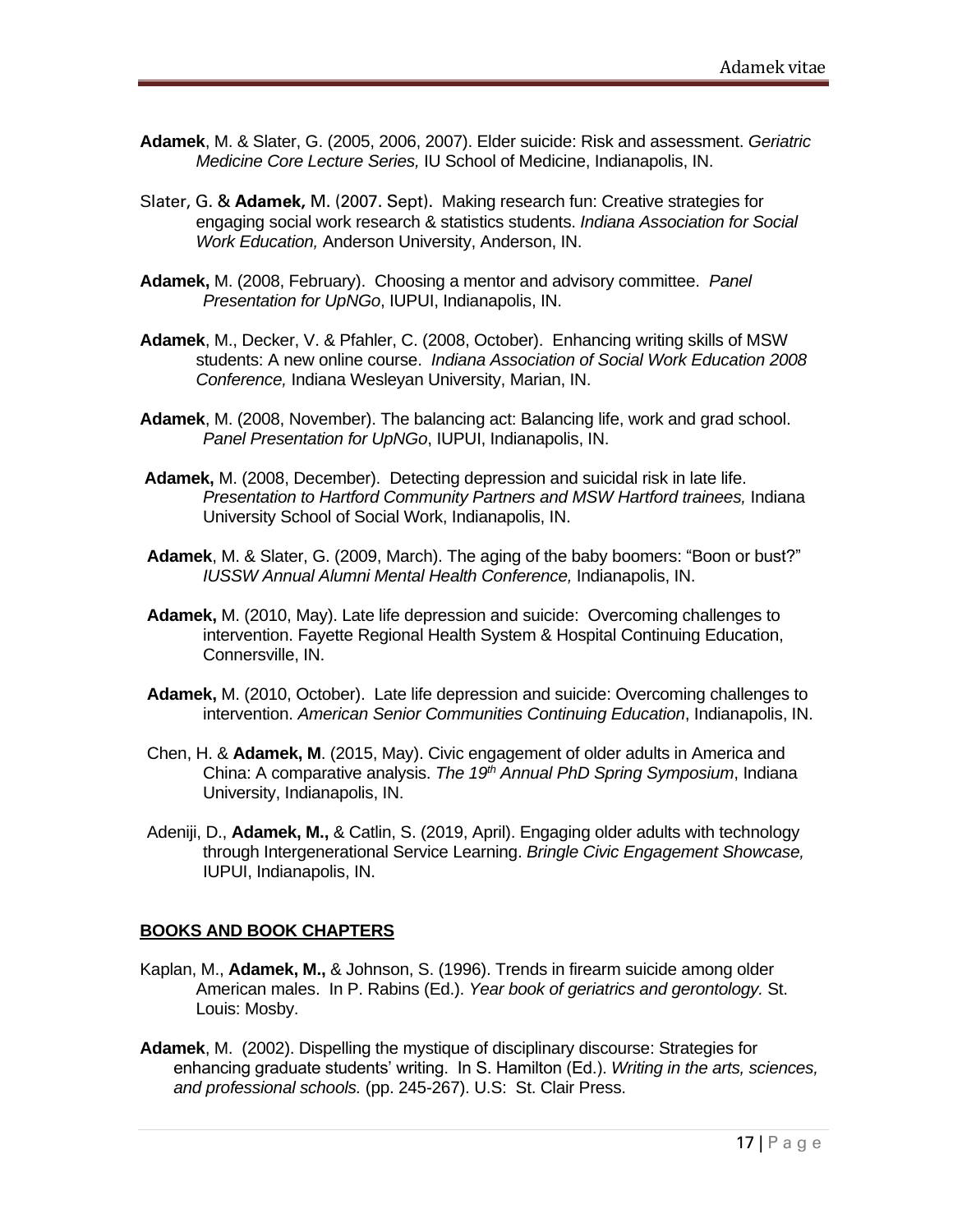**Adamek**, M. & Slater, G. (2005, 2006, 2007). Elder suicide: Risk and assessment. *Geriatric Medicine Core Lecture Series,* IU School of Medicine, Indianapolis, IN.

Slater, G. & **Adamek**, M. (2007. Sept). Making research fun: Creative strategies for engaging social work research & statistics students. *Indiana Association for Social Work Education,* Anderson University, Anderson, IN.

**Adamek,** M. (2008, February). Choosing a mentor and advisory committee. *Panel Presentation for UpNGo*, IUPUI, Indianapolis, IN.

**Adamek**, M., Decker, V. & Pfahler, C. (2008, October). Enhancing writing skills of MSW students: A new online course. *Indiana Association of Social Work Education 2008 Conference,* Indiana Wesleyan University, Marian, IN.

**Adamek**, M. (2008, November). The balancing act: Balancing life, work and grad school. *Panel Presentation for UpNGo*, IUPUI, Indianapolis, IN.

**Adamek,** M. (2008, December). Detecting depression and suicidal risk in late life. *Presentation to Hartford Community Partners and MSW Hartford trainees,* Indiana University School of Social Work, Indianapolis, IN.

**Adamek**, M. & Slater, G. (2009, March). The aging of the baby boomers: "Boon or bust?" *IUSSW Annual Alumni Mental Health Conference,* Indianapolis, IN.

**Adamek,** M. (2010, May). Late life depression and suicide: Overcoming challenges to intervention. Fayette Regional Health System & Hospital Continuing Education, Connersville, IN.

**Adamek,** M. (2010, October). Late life depression and suicide: Overcoming challenges to intervention. *American Senior Communities Continuing Education*, Indianapolis, IN.

Chen, H. & **Adamek, M**. (2015, May). Civic engagement of older adults in America and China: A comparative analysis. *The 19th Annual PhD Spring Symposium*, Indiana University, Indianapolis, IN.

Adeniji, D., **Adamek, M.,** & Catlin, S. (2019, April). Engaging older adults with technology through Intergenerational Service Learning. *Bringle Civic Engagement Showcase,* IUPUI, Indianapolis, IN.

## BOOKS AND BOOK CHAPTERS

Kaplan, M., **Adamek, M.,** & Johnson, S. (1996). Trends in firearm suicide among older American males. In P. Rabins (Ed.). *Year book of geriatrics and gerontology.* St. Louis: Mosby.

**Adamek**, M. (2002). Dispelling the mystique of disciplinary discourse: Strategies for enhancing graduate students' writing. In S. Hamilton (Ed.). *Writing in the arts, sciences, and professional schools.* (pp. 245-267). U.S: St. Clair Press.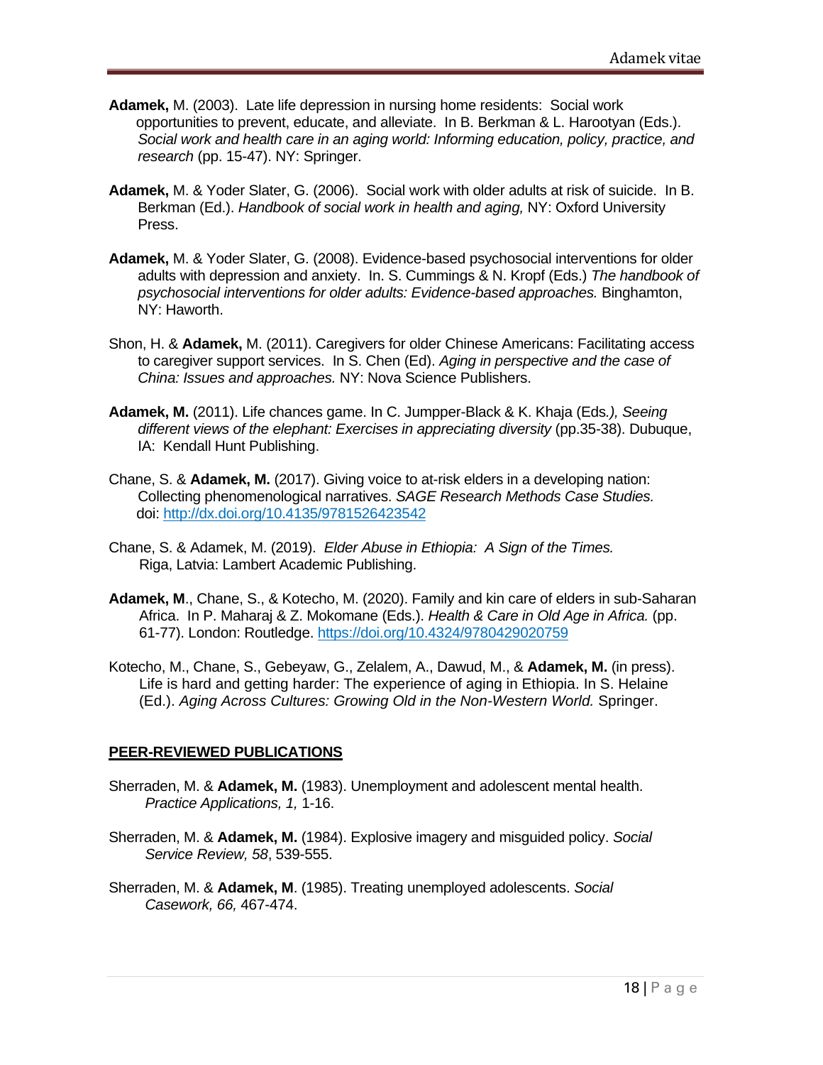**Adamek,** M. (2003). Late life depression in nursing home residents: Social work opportunities to prevent, educate, and alleviate. In B. Berkman & L. Harootyan (Eds.). *Social work and health care in an aging world: Informing education, policy, practice, and research* (pp. 15-47). NY: Springer.

**Adamek,** M. & Yoder Slater, G. (2006). Social work with older adults at risk of suicide. In B. Berkman (Ed.). *Handbook of social work in health and aging,* NY: Oxford University Press.

**Adamek,** M. & Yoder Slater, G. (2008). Evidence-based psychosocial interventions for older adults with depression and anxiety. In. S. Cummings & N. Kropf (Eds.) *The handbook of psychosocial interventions for older adults: Evidence-based approaches.* Binghamton, NY: Haworth.

Shon, H. & **Adamek,** M. (2011). Caregivers for older Chinese Americans: Facilitating access to caregiver support services. In S. Chen (Ed). *Aging in perspective and the case of China: Issues and approaches.* NY: Nova Science Publishers.

**Adamek, M.** (2011). Life chances game. In C. Jumpper-Black & K. Khaja (Eds*.), Seeing different views of the elephant: Exercises in appreciating diversity* (pp.35-38). Dubuque, IA: Kendall Hunt Publishing.

Chane, S. & **Adamek, M.** (2017). Giving voice to at-risk elders in a developing nation: Collecting phenomenological narratives. *SAGE Research Methods Case Studies.* doi: http://dx.doi.org/10.4135/9781526423542

Chane, S. & Adamek, M. (2019). *Elder Abuse in Ethiopia: A Sign of the Times.* Riga, Latvia: Lambert Academic Publishing.

**Adamek, M**., Chane, S., & Kotecho, M. (2020). Family and kin care of elders in sub-Saharan Africa. In P. Maharaj & Z. Mokomane (Eds.). *Health & Care in Old Age in Africa.* (pp. 61-77). London: Routledge. https://doi.org/10.4324/9780429020759

Kotecho, M., Chane, S., Gebeyaw, G., Zelalem, A., Dawud, M., & **Adamek, M.** (in press). Life is hard and getting harder: The experience of aging in Ethiopia. In S. Helaine (Ed.). *Aging Across Cultures: Growing Old in the Non-Western World.* Springer.

## PEER-REVIEWED PUBLICATIONS

Sherraden, M. & **Adamek, M.** (1983). Unemployment and adolescent mental health. *Practice Applications, 1,* 1-16.

Sherraden, M. & **Adamek, M.** (1984). Explosive imagery and misguided policy. *Social Service Review, 58*, 539-555.

Sherraden, M. & **Adamek, M**. (1985). Treating unemployed adolescents. *Social Casework, 66,* 467-474.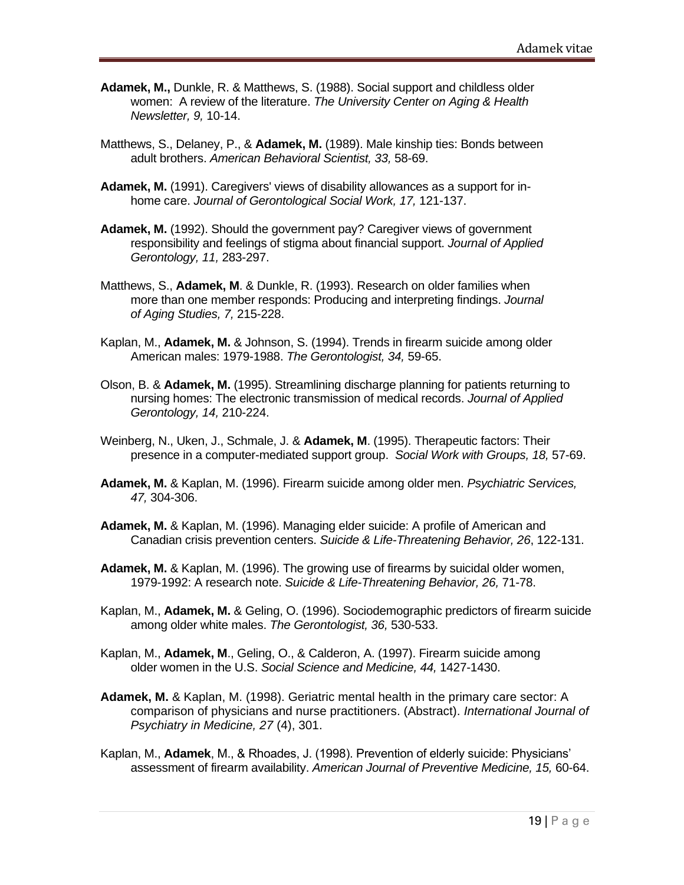**Adamek, M.,** Dunkle, R. & Matthews, S. (1988). Social support and childless older women: A review of the literature. *The University Center on Aging & Health Newsletter, 9,* 10-14.

Matthews, S., Delaney, P., & **Adamek, M.** (1989). Male kinship ties: Bonds between adult brothers. *American Behavioral Scientist, 33,* 58-69.

**Adamek, M.** (1991). Caregivers' views of disability allowances as a support for in-home care. *Journal of Gerontological Social Work, 17,* 121-137.

**Adamek, M.** (1992). Should the government pay? Caregiver views of government responsibility and feelings of stigma about financial support. *Journal of Applied Gerontology, 11,* 283-297.

Matthews, S., **Adamek, M**. & Dunkle, R. (1993). Research on older families when more than one member responds: Producing and interpreting findings. *Journal of Aging Studies, 7,* 215-228.

Kaplan, M., **Adamek, M.** & Johnson, S. (1994). Trends in firearm suicide among older American males: 1979-1988. *The Gerontologist, 34,* 59-65.

Olson, B. & **Adamek, M.** (1995). Streamlining discharge planning for patients returning to nursing homes: The electronic transmission of medical records. *Journal of Applied Gerontology, 14,* 210-224.

Weinberg, N., Uken, J., Schmale, J. & **Adamek, M**. (1995). Therapeutic factors: Their presence in a computer-mediated support group. *Social Work with Groups, 18,* 57-69.

**Adamek, M.** & Kaplan, M. (1996). Firearm suicide among older men. *Psychiatric Services, 47,* 304-306.

**Adamek, M.** & Kaplan, M. (1996). Managing elder suicide: A profile of American and Canadian crisis prevention centers. *Suicide & Life-Threatening Behavior, 26*, 122-131.

**Adamek, M.** & Kaplan, M. (1996). The growing use of firearms by suicidal older women, 1979-1992: A research note. *Suicide & Life-Threatening Behavior, 26,* 71-78.

Kaplan, M., **Adamek, M.** & Geling, O. (1996). Sociodemographic predictors of firearm suicide among older white males. *The Gerontologist, 36,* 530-533.

Kaplan, M., **Adamek, M**., Geling, O., & Calderon, A. (1997). Firearm suicide among older women in the U.S. *Social Science and Medicine, 44,* 1427-1430.

**Adamek, M.** & Kaplan, M. (1998). Geriatric mental health in the primary care sector: A comparison of physicians and nurse practitioners. (Abstract). *International Journal of Psychiatry in Medicine, 27* (4), 301.

Kaplan, M., **Adamek**, M., & Rhoades, J. (1998). Prevention of elderly suicide: Physicians' assessment of firearm availability. *American Journal of Preventive Medicine, 15,* 60-64.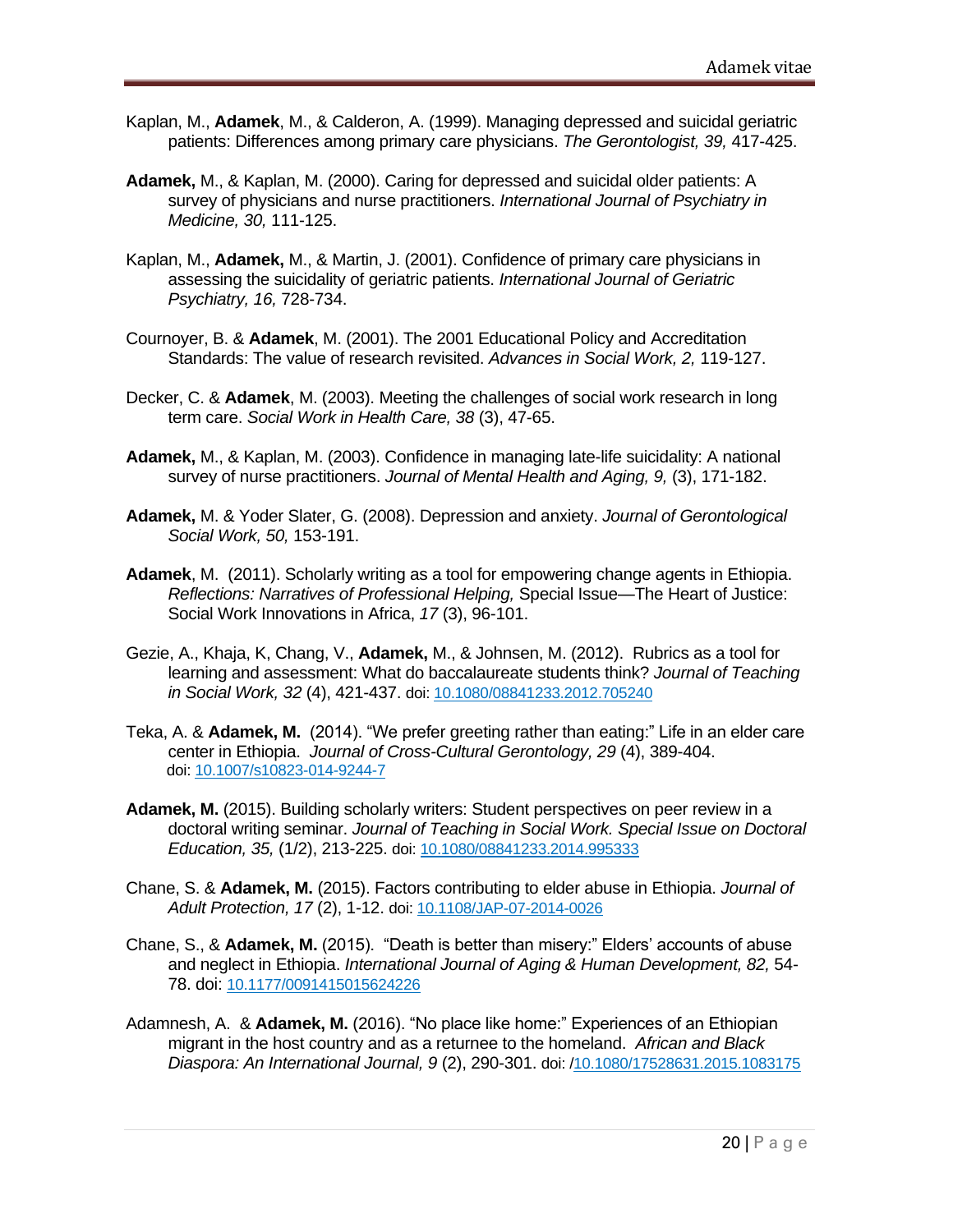Kaplan, M., **Adamek**, M., & Calderon, A. (1999). Managing depressed and suicidal geriatric patients: Differences among primary care physicians. *The Gerontologist, 39,* 417-425.

**Adamek,** M., & Kaplan, M. (2000). Caring for depressed and suicidal older patients: A survey of physicians and nurse practitioners. *International Journal of Psychiatry in Medicine, 30,* 111-125.

Kaplan, M., **Adamek,** M., & Martin, J. (2001). Confidence of primary care physicians in assessing the suicidality of geriatric patients. *International Journal of Geriatric Psychiatry, 16,* 728-734.

Cournoyer, B. & **Adamek**, M. (2001). The 2001 Educational Policy and Accreditation Standards: The value of research revisited. *Advances in Social Work, 2,* 119-127.

Decker, C. & **Adamek**, M. (2003). Meeting the challenges of social work research in long term care. *Social Work in Health Care, 38* (3), 47-65.

**Adamek,** M., & Kaplan, M. (2003). Confidence in managing late-life suicidality: A national survey of nurse practitioners. *Journal of Mental Health and Aging, 9,* (3), 171-182.

**Adamek,** M. & Yoder Slater, G. (2008). Depression and anxiety. *Journal of Gerontological Social Work, 50,* 153-191.

**Adamek**, M. (2011). Scholarly writing as a tool for empowering change agents in Ethiopia. *Reflections: Narratives of Professional Helping,* Special Issue—The Heart of Justice: Social Work Innovations in Africa, *17* (3), 96-101.

Gezie, A., Khaja, K, Chang, V., **Adamek,** M., & Johnsen, M. (2012). Rubrics as a tool for learning and assessment: What do baccalaureate students think? *Journal of Teaching in Social Work, 32* (4), 421-437. doi: 10.1080/08841233.2012.705240

Teka, A. & **Adamek, M.** (2014). "We prefer greeting rather than eating:" Life in an elder care center in Ethiopia. *Journal of Cross-Cultural Gerontology, 29* (4), 389-404. doi: 10.1007/s10823-014-9244-7

**Adamek, M.** (2015). Building scholarly writers: Student perspectives on peer review in a doctoral writing seminar. *Journal of Teaching in Social Work. Special Issue on Doctoral Education, 35,* (1/2), 213-225. doi: 10.1080/08841233.2014.995333

Chane, S. & **Adamek, M.** (2015). Factors contributing to elder abuse in Ethiopia. *Journal of Adult Protection, 17* (2), 1-12. doi: 10.1108/JAP-07-2014-0026

Chane, S., & **Adamek, M.** (2015). "Death is better than misery:" Elders' accounts of abuse and neglect in Ethiopia. *International Journal of Aging & Human Development, 82,* 54-78. doi: 10.1177/0091415015624226

Adamnesh, A. & **Adamek, M.** (2016). "No place like home:" Experiences of an Ethiopian migrant in the host country and as a returnee to the homeland. *African and Black Diaspora: An International Journal, 9* (2), 290-301. doi: /10.1080/17528631.2015.1083175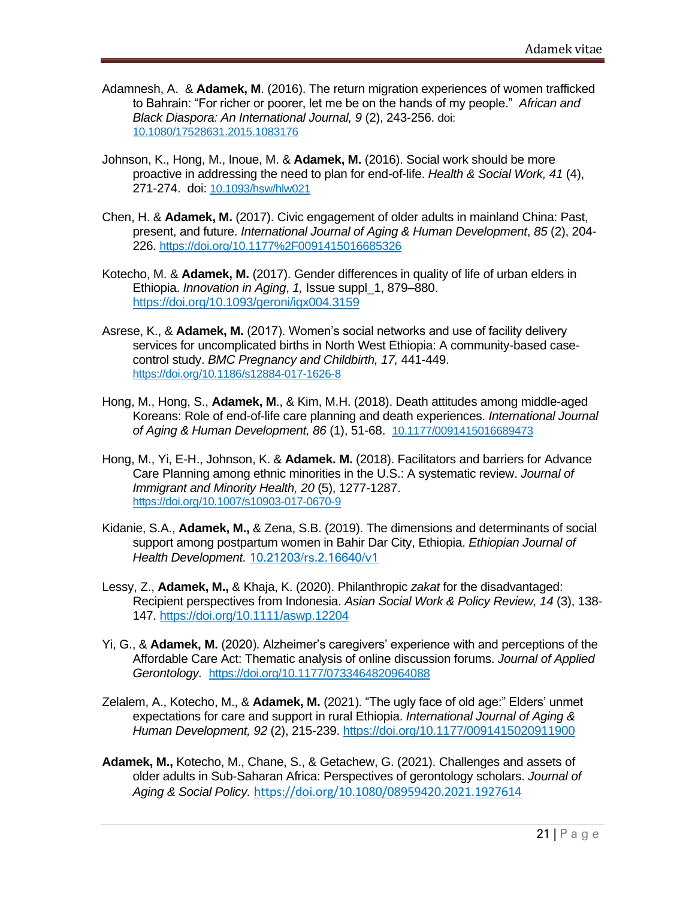Adamnesh, A. & **Adamek, M**. (2016). The return migration experiences of women trafficked to Bahrain: "For richer or poorer, let me be on the hands of my people." *African and Black Diaspora: An International Journal, 9* (2), 243-256. doi: 10.1080/17528631.2015.1083176

Johnson, K., Hong, M., Inoue, M. & **Adamek, M.** (2016). Social work should be more proactive in addressing the need to plan for end-of-life. *Health & Social Work, 41* (4), 271-274. doi: 10.1093/hsw/hlw021

Chen, H. & **Adamek, M.** (2017). Civic engagement of older adults in mainland China: Past, present, and future. *International Journal of Aging & Human Development*, *85* (2), 204-226. https://doi.org/10.1177%2F0091415016685326

Kotecho, M. & **Adamek, M.** (2017). Gender differences in quality of life of urban elders in Ethiopia. *Innovation in Aging*, *1,* Issue suppl_1, 879–880. https://doi.org/10.1093/geroni/igx004.3159

Asrese, K., & **Adamek, M.** (2017). Women's social networks and use of facility delivery services for uncomplicated births in North West Ethiopia: A community-based case-control study. *BMC Pregnancy and Childbirth, 17,* 441-449. https://doi.org/10.1186/s12884-017-1626-8

Hong, M., Hong, S., **Adamek, M**., & Kim, M.H. (2018). Death attitudes among middle-aged Koreans: Role of end-of-life care planning and death experiences. *International Journal of Aging & Human Development, 86* (1), 51-68. 10.1177/0091415016689473

Hong, M., Yi, E-H., Johnson, K. & **Adamek. M.** (2018). Facilitators and barriers for Advance Care Planning among ethnic minorities in the U.S.: A systematic review. *Journal of Immigrant and Minority Health, 20* (5), 1277-1287. https://doi.org/10.1007/s10903-017-0670-9

Kidanie, S.A., **Adamek, M.,** & Zena, S.B. (2019). The dimensions and determinants of social support among postpartum women in Bahir Dar City, Ethiopia. *Ethiopian Journal of Health Development.* 10.21203/rs.2.16640/v1

Lessy, Z., **Adamek, M.,** & Khaja, K. (2020). Philanthropic *zakat* for the disadvantaged: Recipient perspectives from Indonesia. *Asian Social Work & Policy Review, 14* (3), 138-147. https://doi.org/10.1111/aswp.12204

Yi, G., & **Adamek, M.** (2020). Alzheimer's caregivers' experience with and perceptions of the Affordable Care Act: Thematic analysis of online discussion forums. *Journal of Applied Gerontology.* https://doi.org/10.1177/0733464820964088

Zelalem, A., Kotecho, M., & **Adamek, M.** (2021). "The ugly face of old age:" Elders' unmet expectations for care and support in rural Ethiopia. *International Journal of Aging & Human Development, 92* (2), 215-239. https://doi.org/10.1177/0091415020911900

**Adamek, M.,** Kotecho, M., Chane, S., & Getachew, G. (2021). Challenges and assets of older adults in Sub-Saharan Africa: Perspectives of gerontology scholars. *Journal of Aging & Social Policy.* https://doi.org/10.1080/08959420.2021.1927614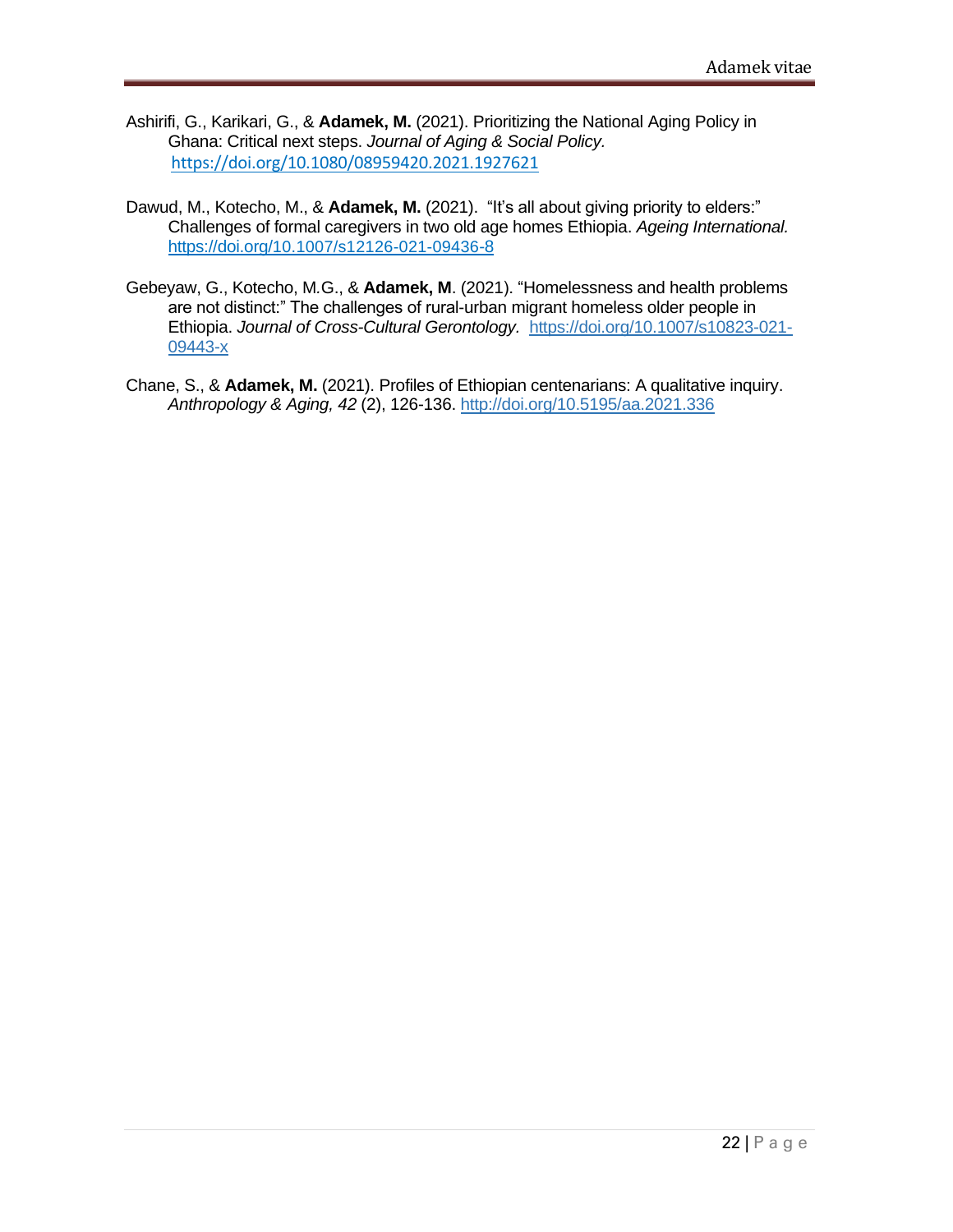Ashirifi, G., Karikari, G., & **Adamek, M.** (2021). Prioritizing the National Aging Policy in Ghana: Critical next steps. *Journal of Aging & Social Policy.* https://doi.org/10.1080/08959420.2021.1927621

Dawud, M., Kotecho, M., & **Adamek, M.** (2021). "It's all about giving priority to elders:" Challenges of formal caregivers in two old age homes Ethiopia. *Ageing International.* https://doi.org/10.1007/s12126-021-09436-8

Gebeyaw, G., Kotecho, M.G., & **Adamek, M**. (2021). "Homelessness and health problems are not distinct:" The challenges of rural-urban migrant homeless older people in Ethiopia. *Journal of Cross-Cultural Gerontology.* https://doi.org/10.1007/s10823-021-09443-x

Chane, S., & **Adamek, M.** (2021). Profiles of Ethiopian centenarians: A qualitative inquiry. *Anthropology & Aging, 42* (2), 126-136. http://doi.org/10.5195/aa.2021.336